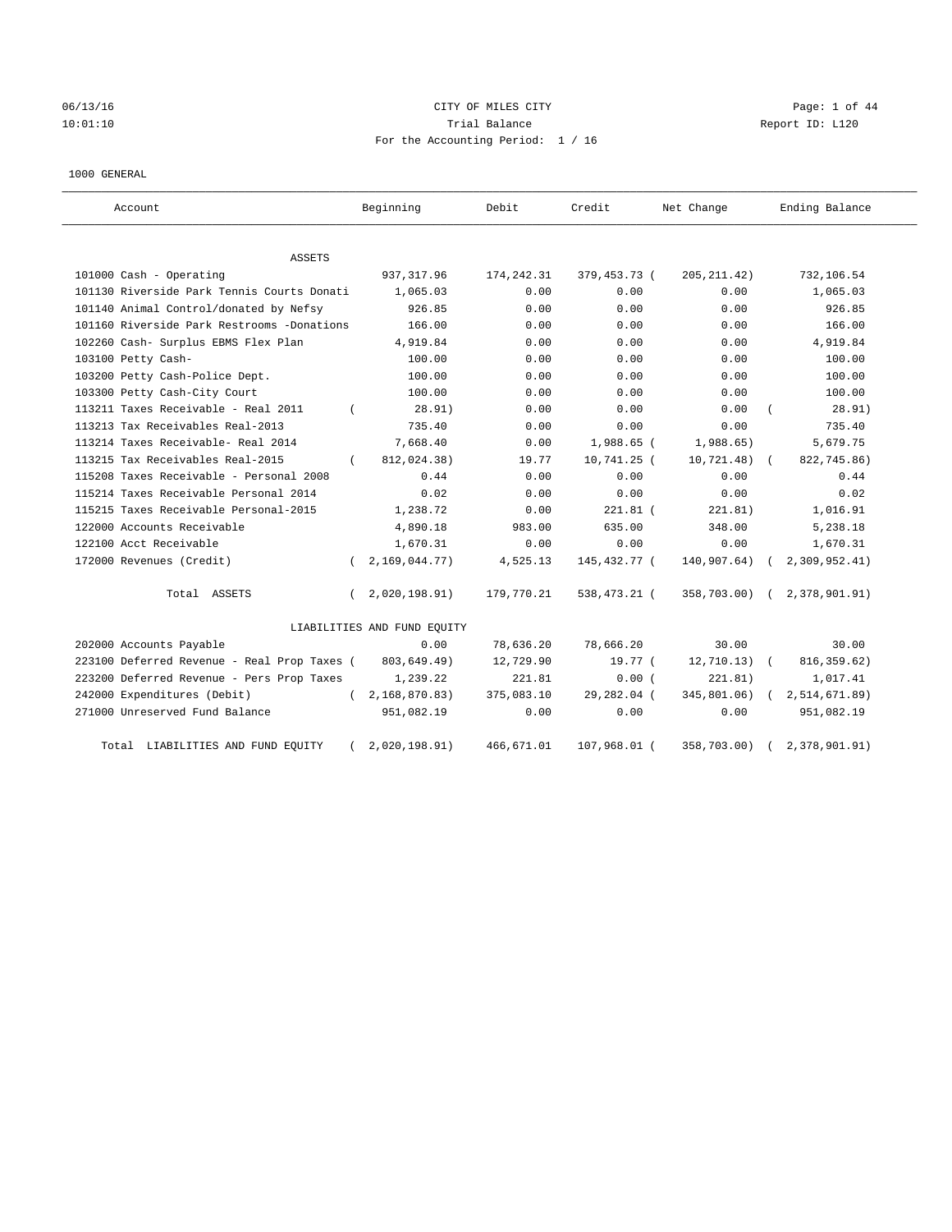06/13/16 CITY OF MILES CITY
10:01:10 Trial Balance Report ID: L120
For the Accounting Period: 1 / 16

1000 GENERAL

| Account | Beginning | Debit | Credit | Net Change | Ending Balance |
|---|---|---|---|---|---|
| ASSETS | | | | | |
| 101000 Cash - Operating | 937,317.96 | 174,242.31 | 379,453.73 | ( 205,211.42) | 732,106.54 |
| 101130 Riverside Park Tennis Courts Donati | 1,065.03 | 0.00 | 0.00 | 0.00 | 1,065.03 |
| 101140 Animal Control/donated by Nefsy | 926.85 | 0.00 | 0.00 | 0.00 | 926.85 |
| 101160 Riverside Park Restrooms -Donations | 166.00 | 0.00 | 0.00 | 0.00 | 166.00 |
| 102260 Cash- Surplus EBMS Flex Plan | 4,919.84 | 0.00 | 0.00 | 0.00 | 4,919.84 |
| 103100 Petty Cash- | 100.00 | 0.00 | 0.00 | 0.00 | 100.00 |
| 103200 Petty Cash-Police Dept. | 100.00 | 0.00 | 0.00 | 0.00 | 100.00 |
| 103300 Petty Cash-City Court | 100.00 | 0.00 | 0.00 | 0.00 | 100.00 |
| 113211 Taxes Receivable - Real 2011 | ( 28.91) | 0.00 | 0.00 | 0.00 | ( 28.91) |
| 113213 Tax Receivables Real-2013 | 735.40 | 0.00 | 0.00 | 0.00 | 735.40 |
| 113214 Taxes Receivable- Real 2014 | 7,668.40 | 0.00 | 1,988.65 | ( 1,988.65) | 5,679.75 |
| 113215 Tax Receivables Real-2015 | ( 812,024.38) | 19.77 | 10,741.25 | ( 10,721.48) | ( 822,745.86) |
| 115208 Taxes Receivable - Personal 2008 | 0.44 | 0.00 | 0.00 | 0.00 | 0.44 |
| 115214 Taxes Receivable Personal 2014 | 0.02 | 0.00 | 0.00 | 0.00 | 0.02 |
| 115215 Taxes Receivable Personal-2015 | 1,238.72 | 0.00 | 221.81 | ( 221.81) | 1,016.91 |
| 122000 Accounts Receivable | 4,890.18 | 983.00 | 635.00 | 348.00 | 5,238.18 |
| 122100 Acct Receivable | 1,670.31 | 0.00 | 0.00 | 0.00 | 1,670.31 |
| 172000 Revenues (Credit) | ( 2,169,044.77) | 4,525.13 | 145,432.77 | ( 140,907.64) | ( 2,309,952.41) |
| Total ASSETS | ( 2,020,198.91) | 179,770.21 | 538,473.21 | ( 358,703.00) | ( 2,378,901.91) |
| LIABILITIES AND FUND EQUITY | | | | | |
| 202000 Accounts Payable | 0.00 | 78,636.20 | 78,666.20 | 30.00 | 30.00 |
| 223100 Deferred Revenue - Real Prop Taxes | ( 803,649.49) | 12,729.90 | 19.77 | ( 12,710.13) | ( 816,359.62) |
| 223200 Deferred Revenue - Pers Prop Taxes | 1,239.22 | 221.81 | 0.00 | ( 221.81) | 1,017.41 |
| 242000 Expenditures (Debit) | ( 2,168,870.83) | 375,083.10 | 29,282.04 | ( 345,801.06) | ( 2,514,671.89) |
| 271000 Unreserved Fund Balance | 951,082.19 | 0.00 | 0.00 | 0.00 | 951,082.19 |
| Total LIABILITIES AND FUND EQUITY | ( 2,020,198.91) | 466,671.01 | 107,968.01 | ( 358,703.00) | ( 2,378,901.91) |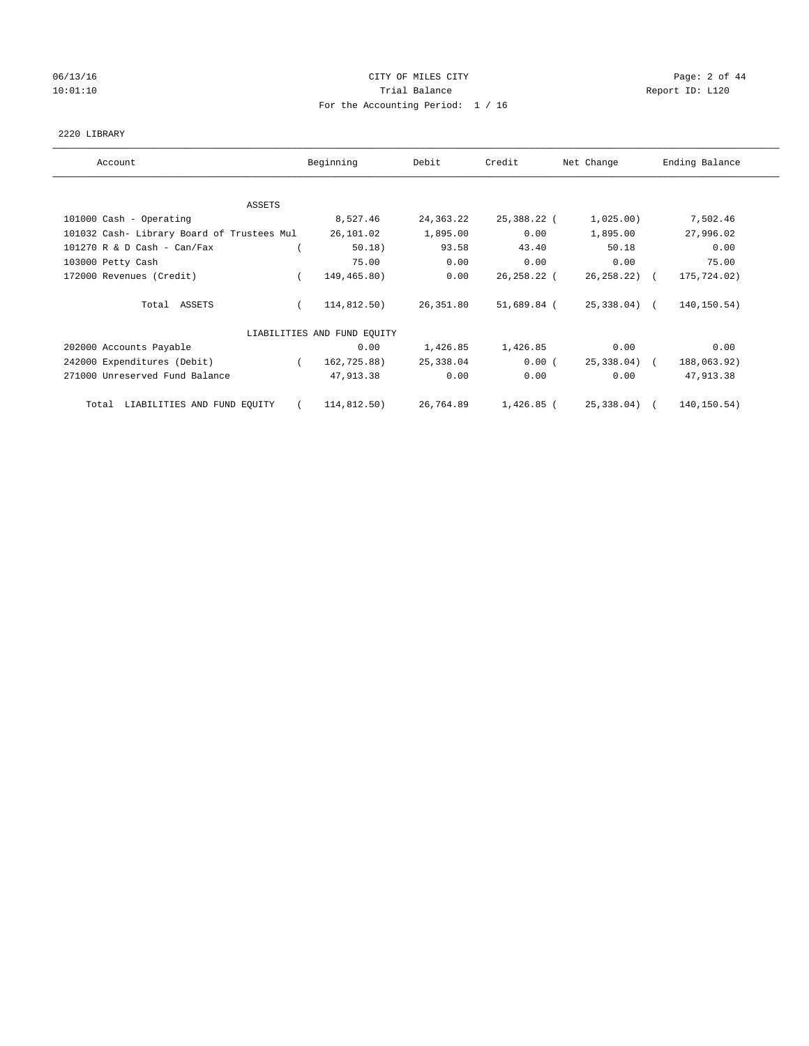CITY OF MILES CITY
Trial Balance
For the Accounting Period: 1 / 16

06/13/16
10:01:10

Report ID: L120

2220 LIBRARY

| Account | Beginning | Debit | Credit | Net Change | Ending Balance |
|---|---|---|---|---|---|
| **ASSETS** | | | | | |
| 101000 Cash - Operating | 8,527.46 | 24,363.22 | 25,388.22 | ( 1,025.00) | 7,502.46 |
| 101032 Cash- Library Board of Trustees Mul | 26,101.02 | 1,895.00 | 0.00 | 1,895.00 | 27,996.02 |
| 101270 R & D Cash - Can/Fax | ( 50.18) | 93.58 | 43.40 | 50.18 | 0.00 |
| 103000 Petty Cash | 75.00 | 0.00 | 0.00 | 0.00 | 75.00 |
| 172000 Revenues (Credit) | ( 149,465.80) | 0.00 | 26,258.22 | ( 26,258.22) | ( 175,724.02) |
| Total ASSETS | ( 114,812.50) | 26,351.80 | 51,689.84 | ( 25,338.04) | ( 140,150.54) |
| **LIABILITIES AND FUND EQUITY** | | | | | |
| 202000 Accounts Payable | 0.00 | 1,426.85 | 1,426.85 | 0.00 | 0.00 |
| 242000 Expenditures (Debit) | ( 162,725.88) | 25,338.04 | 0.00 | ( 25,338.04) | ( 188,063.92) |
| 271000 Unreserved Fund Balance | 47,913.38 | 0.00 | 0.00 | 0.00 | 47,913.38 |
| Total LIABILITIES AND FUND EQUITY | ( 114,812.50) | 26,764.89 | 1,426.85 | ( 25,338.04) | ( 140,150.54) |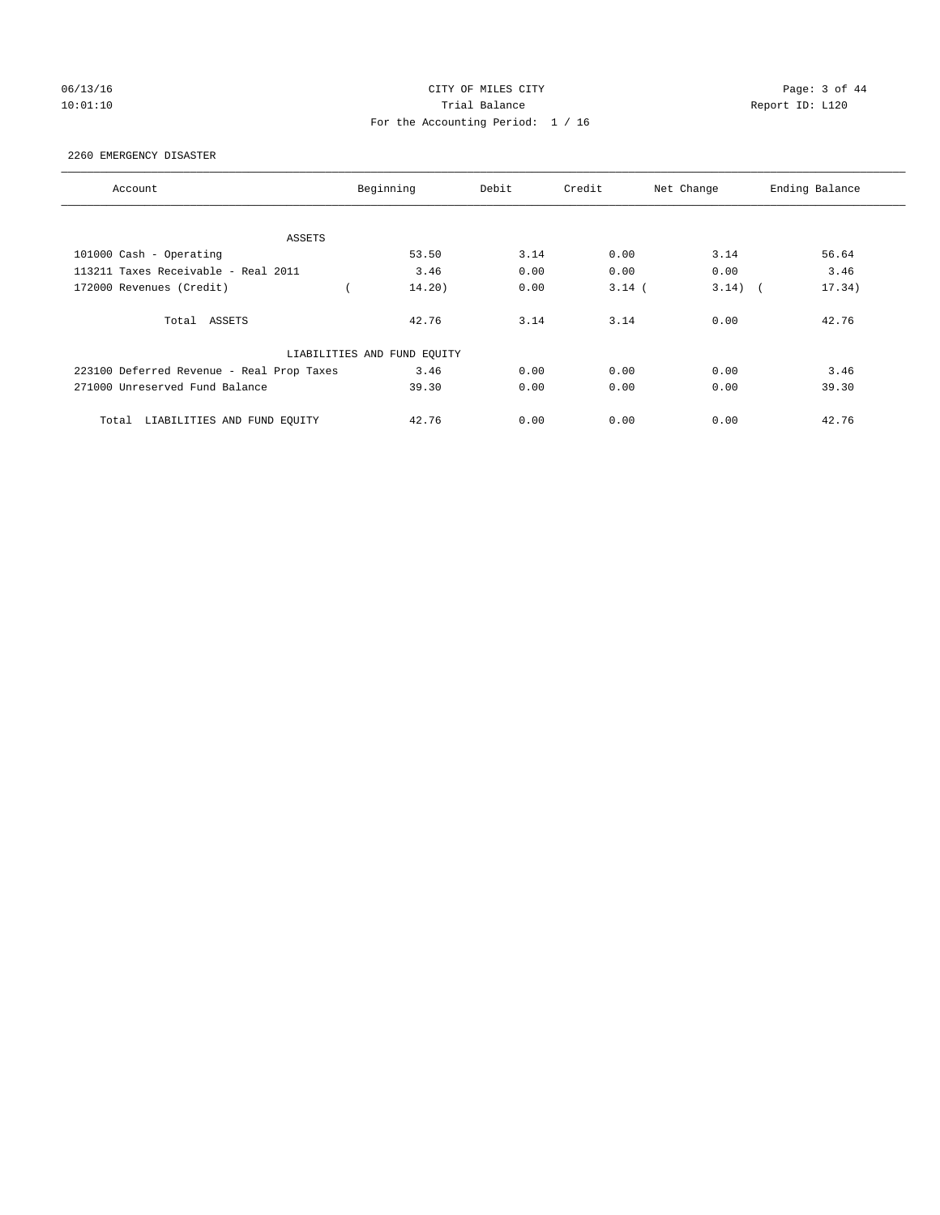CITY OF MILES CITY

Trial Balance

For the Accounting Period: 1 / 16

Report ID: L120

06/13/16
10:01:10

2260 EMERGENCY DISASTER

| Account | Beginning | Debit | Credit | Net Change | Ending Balance |
|---|---|---|---|---|---|
| ASSETS | | | | | |
| 101000 Cash - Operating | 53.50 | 3.14 | 0.00 | 3.14 | 56.64 |
| 113211 Taxes Receivable - Real 2011 | 3.46 | 0.00 | 0.00 | 0.00 | 3.46 |
| 172000 Revenues (Credit) | ( 14.20) | 0.00 | 3.14 | ( 3.14) | ( 17.34) |
| Total ASSETS | 42.76 | 3.14 | 3.14 | 0.00 | 42.76 |
| LIABILITIES AND FUND EQUITY | | | | | |
| 223100 Deferred Revenue - Real Prop Taxes | 3.46 | 0.00 | 0.00 | 0.00 | 3.46 |
| 271000 Unreserved Fund Balance | 39.30 | 0.00 | 0.00 | 0.00 | 39.30 |
| Total LIABILITIES AND FUND EQUITY | 42.76 | 0.00 | 0.00 | 0.00 | 42.76 |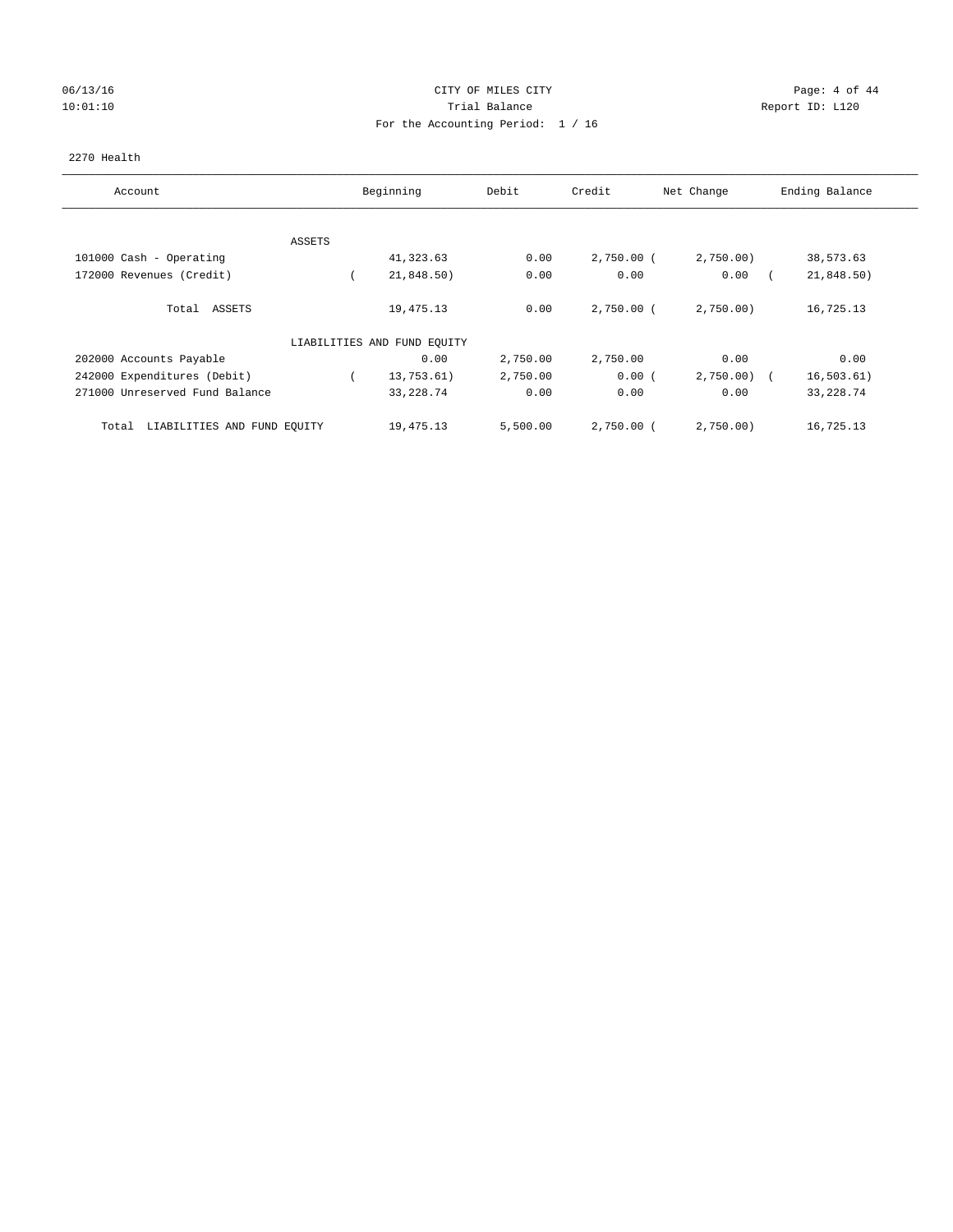CITY OF MILES CITY
Trial Balance
For the Accounting Period: 1 / 16

06/13/16
10:01:10

Report ID: L120

2270 Health

| Account | Beginning | Debit | Credit | Net Change | Ending Balance |
|---|---|---|---|---|---|
| ASSETS | | | | | |
| 101000 Cash - Operating | 41,323.63 | 0.00 | 2,750.00 | ( 2,750.00) | 38,573.63 |
| 172000 Revenues (Credit) | ( 21,848.50) | 0.00 | 0.00 | 0.00 | ( 21,848.50) |
| Total ASSETS | 19,475.13 | 0.00 | 2,750.00 | ( 2,750.00) | 16,725.13 |
| LIABILITIES AND FUND EQUITY | | | | | |
| 202000 Accounts Payable | 0.00 | 2,750.00 | 2,750.00 | 0.00 | 0.00 |
| 242000 Expenditures (Debit) | ( 13,753.61) | 2,750.00 | 0.00 | ( 2,750.00) | ( 16,503.61) |
| 271000 Unreserved Fund Balance | 33,228.74 | 0.00 | 0.00 | 0.00 | 33,228.74 |
| Total LIABILITIES AND FUND EQUITY | 19,475.13 | 5,500.00 | 2,750.00 | ( 2,750.00) | 16,725.13 |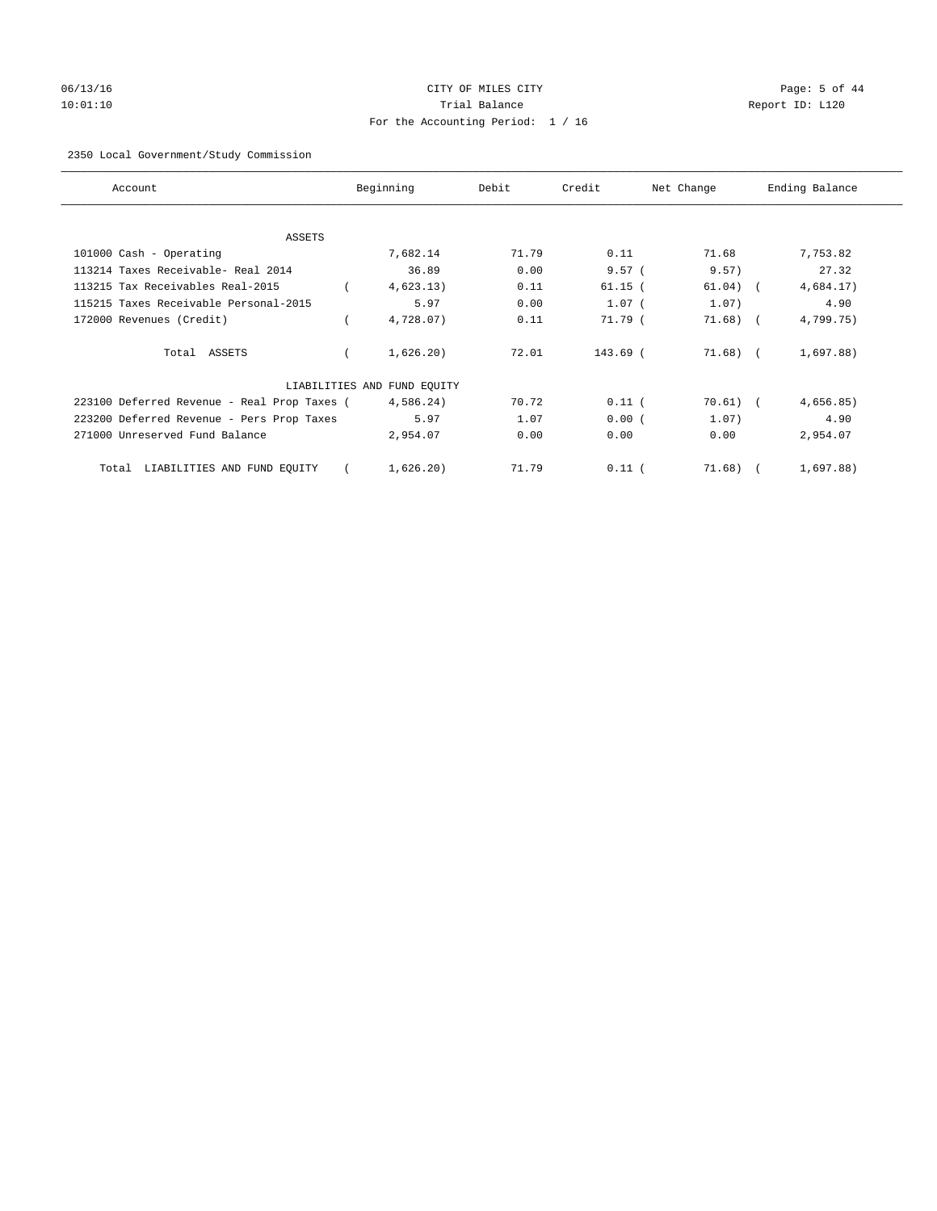CITY OF MILES CITY
Trial Balance
For the Accounting Period: 1 / 16

06/13/16
10:01:10

Report ID: L120

2350 Local Government/Study Commission

| Account | Beginning | Debit | Credit | Net Change | Ending Balance |
|---|---|---|---|---|---|
| ASSETS | | | | | |
| 101000 Cash - Operating | 7,682.14 | 71.79 | 0.11 | 71.68 | 7,753.82 |
| 113214 Taxes Receivable- Real 2014 | 36.89 | 0.00 | 9.57 | ( 9.57) | 27.32 |
| 113215 Tax Receivables Real-2015 | ( 4,623.13) | 0.11 | 61.15 | ( 61.04) | ( 4,684.17) |
| 115215 Taxes Receivable Personal-2015 | 5.97 | 0.00 | 1.07 | ( 1.07) | 4.90 |
| 172000 Revenues (Credit) | ( 4,728.07) | 0.11 | 71.79 | ( 71.68) | ( 4,799.75) |
| Total ASSETS | ( 1,626.20) | 72.01 | 143.69 | ( 71.68) | ( 1,697.88) |
| LIABILITIES AND FUND EQUITY | | | | | |
| 223100 Deferred Revenue - Real Prop Taxes | ( 4,586.24) | 70.72 | 0.11 | ( 70.61) | ( 4,656.85) |
| 223200 Deferred Revenue - Pers Prop Taxes | 5.97 | 1.07 | 0.00 | ( 1.07) | 4.90 |
| 271000 Unreserved Fund Balance | 2,954.07 | 0.00 | 0.00 | 0.00 | 2,954.07 |
| Total LIABILITIES AND FUND EQUITY | ( 1,626.20) | 71.79 | 0.11 | ( 71.68) | ( 1,697.88) |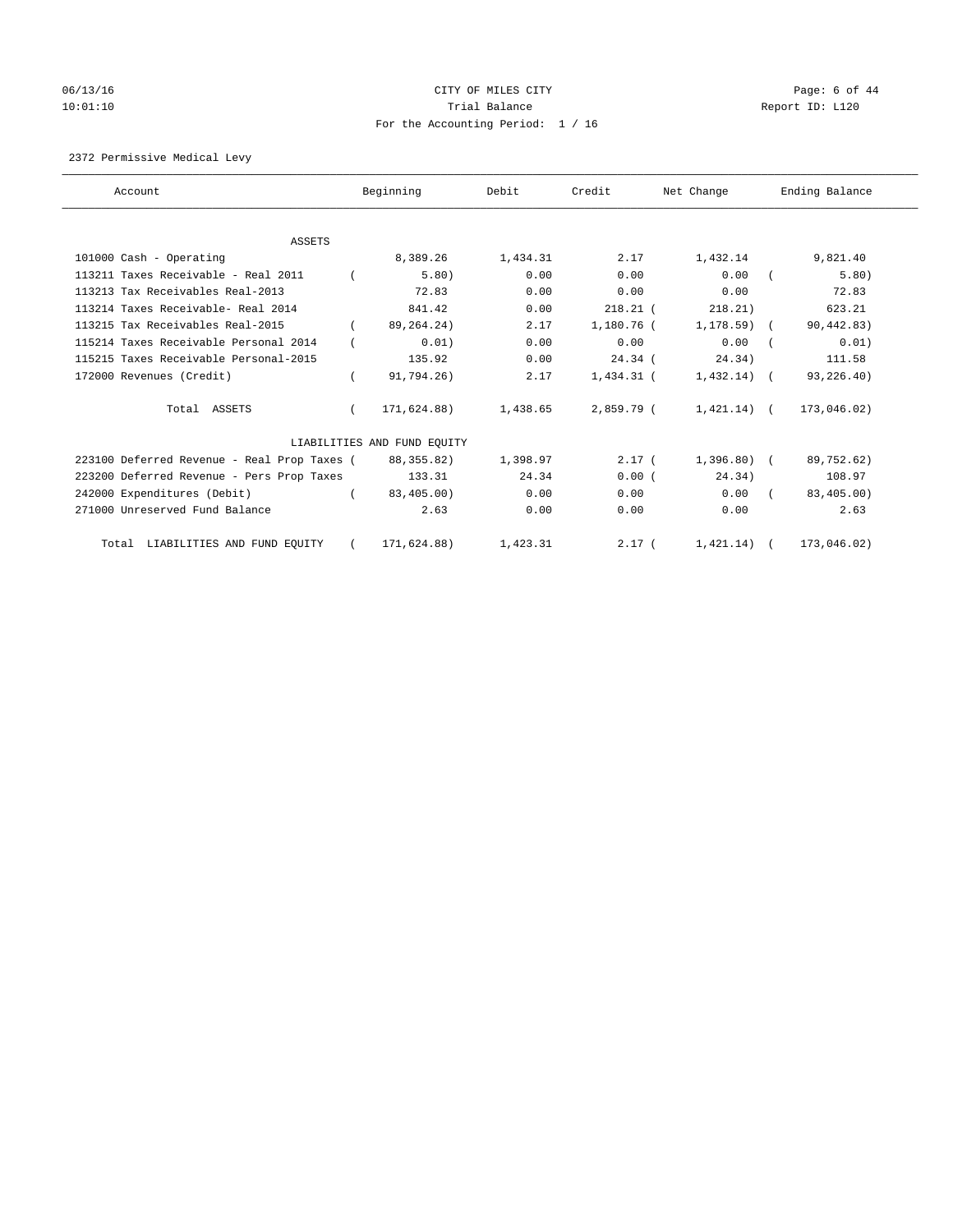CITY OF MILES CITY

Trial Balance

For the Accounting Period: 1 / 16

06/13/16 10:01:10 Report ID: L120

2372 Permissive Medical Levy

| Account | Beginning | Debit | Credit | Net Change | Ending Balance |
|---|---|---|---|---|---|
| ASSETS | | | | | |
| 101000 Cash - Operating | 8,389.26 | 1,434.31 | 2.17 | 1,432.14 | 9,821.40 |
| 113211 Taxes Receivable - Real 2011 | ( 5.80) | 0.00 | 0.00 | 0.00 | ( 5.80) |
| 113213 Tax Receivables Real-2013 | 72.83 | 0.00 | 0.00 | 0.00 | 72.83 |
| 113214 Taxes Receivable- Real 2014 | 841.42 | 0.00 | 218.21 | ( 218.21) | 623.21 |
| 113215 Tax Receivables Real-2015 | ( 89,264.24) | 2.17 | 1,180.76 | ( 1,178.59) | ( 90,442.83) |
| 115214 Taxes Receivable Personal 2014 | ( 0.01) | 0.00 | 0.00 | 0.00 | ( 0.01) |
| 115215 Taxes Receivable Personal-2015 | 135.92 | 0.00 | 24.34 | ( 24.34) | 111.58 |
| 172000 Revenues (Credit) | ( 91,794.26) | 2.17 | 1,434.31 | ( 1,432.14) | ( 93,226.40) |
| Total ASSETS | ( 171,624.88) | 1,438.65 | 2,859.79 | ( 1,421.14) | ( 173,046.02) |
| LIABILITIES AND FUND EQUITY | | | | | |
| 223100 Deferred Revenue - Real Prop Taxes | ( 88,355.82) | 1,398.97 | 2.17 | ( 1,396.80) | ( 89,752.62) |
| 223200 Deferred Revenue - Pers Prop Taxes | 133.31 | 24.34 | 0.00 | ( 24.34) | 108.97 |
| 242000 Expenditures (Debit) | ( 83,405.00) | 0.00 | 0.00 | 0.00 | ( 83,405.00) |
| 271000 Unreserved Fund Balance | 2.63 | 0.00 | 0.00 | 0.00 | 2.63 |
| Total LIABILITIES AND FUND EQUITY | ( 171,624.88) | 1,423.31 | 2.17 | ( 1,421.14) | ( 173,046.02) |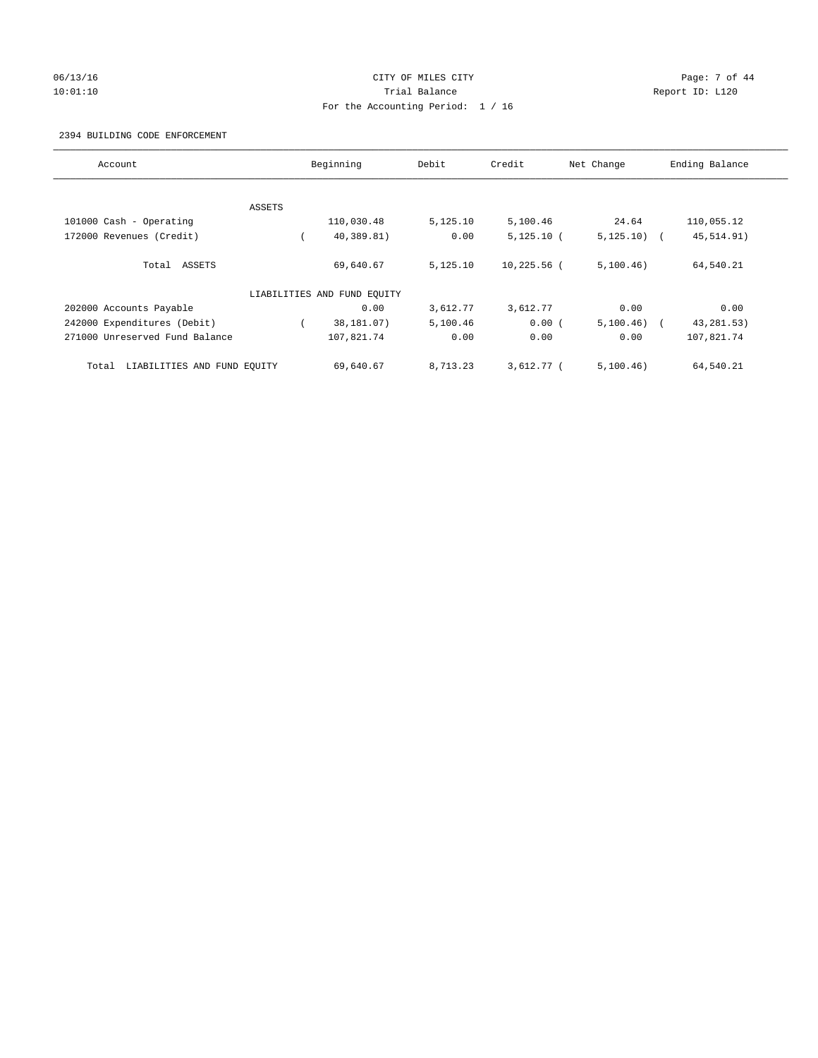CITY OF MILES CITY

Trial Balance

For the Accounting Period: 1 / 16

06/13/16 10:01:10 Report ID: L120

2394 BUILDING CODE ENFORCEMENT

| Account | Beginning | Debit | Credit | Net Change | Ending Balance |
|---|---|---|---|---|---|
| ASSETS | | | | | |
| 101000 Cash - Operating | 110,030.48 | 5,125.10 | 5,100.46 | 24.64 | 110,055.12 |
| 172000 Revenues (Credit) | ( 40,389.81) | 0.00 | 5,125.10 | ( 5,125.10) | ( 45,514.91) |
| Total ASSETS | 69,640.67 | 5,125.10 | 10,225.56 | ( 5,100.46) | 64,540.21 |
| LIABILITIES AND FUND EQUITY | | | | | |
| 202000 Accounts Payable | 0.00 | 3,612.77 | 3,612.77 | 0.00 | 0.00 |
| 242000 Expenditures (Debit) | ( 38,181.07) | 5,100.46 | 0.00 | ( 5,100.46) | ( 43,281.53) |
| 271000 Unreserved Fund Balance | 107,821.74 | 0.00 | 0.00 | 0.00 | 107,821.74 |
| Total LIABILITIES AND FUND EQUITY | 69,640.67 | 8,713.23 | 3,612.77 | ( 5,100.46) | 64,540.21 |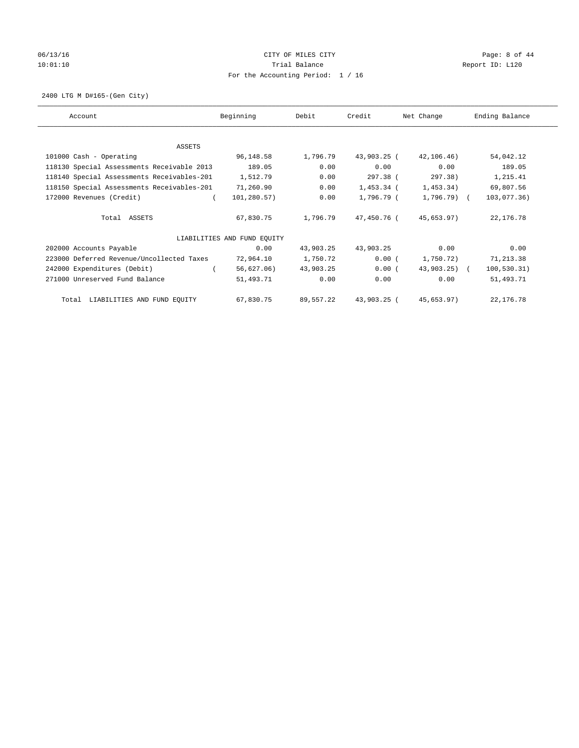CITY OF MILES CITY

Trial Balance

For the Accounting Period: 1 / 16

06/13/16
10:01:10

Report ID: L120

2400 LTG M D#165-(Gen City)

| Account | Beginning | Debit | Credit | Net Change | Ending Balance |
|---|---|---|---|---|---|
| ASSETS | | | | | |
| 101000 Cash - Operating | 96,148.58 | 1,796.79 | 43,903.25 | ( 42,106.46) | 54,042.12 |
| 118130 Special Assessments Receivable 2013 | 189.05 | 0.00 | 0.00 | 0.00 | 189.05 |
| 118140 Special Assessments Receivables-201 | 1,512.79 | 0.00 | 297.38 | ( 297.38) | 1,215.41 |
| 118150 Special Assessments Receivables-201 | 71,260.90 | 0.00 | 1,453.34 | ( 1,453.34) | 69,807.56 |
| 172000 Revenues (Credit) | ( 101,280.57) | 0.00 | 1,796.79 | ( 1,796.79) | ( 103,077.36) |
| Total ASSETS | 67,830.75 | 1,796.79 | 47,450.76 | ( 45,653.97) | 22,176.78 |
| LIABILITIES AND FUND EQUITY | | | | | |
| 202000 Accounts Payable | 0.00 | 43,903.25 | 43,903.25 | 0.00 | 0.00 |
| 223000 Deferred Revenue/Uncollected Taxes | 72,964.10 | 1,750.72 | 0.00 | ( 1,750.72) | 71,213.38 |
| 242000 Expenditures (Debit) | ( 56,627.06) | 43,903.25 | 0.00 | ( 43,903.25) | ( 100,530.31) |
| 271000 Unreserved Fund Balance | 51,493.71 | 0.00 | 0.00 | 0.00 | 51,493.71 |
| Total LIABILITIES AND FUND EQUITY | 67,830.75 | 89,557.22 | 43,903.25 | ( 45,653.97) | 22,176.78 |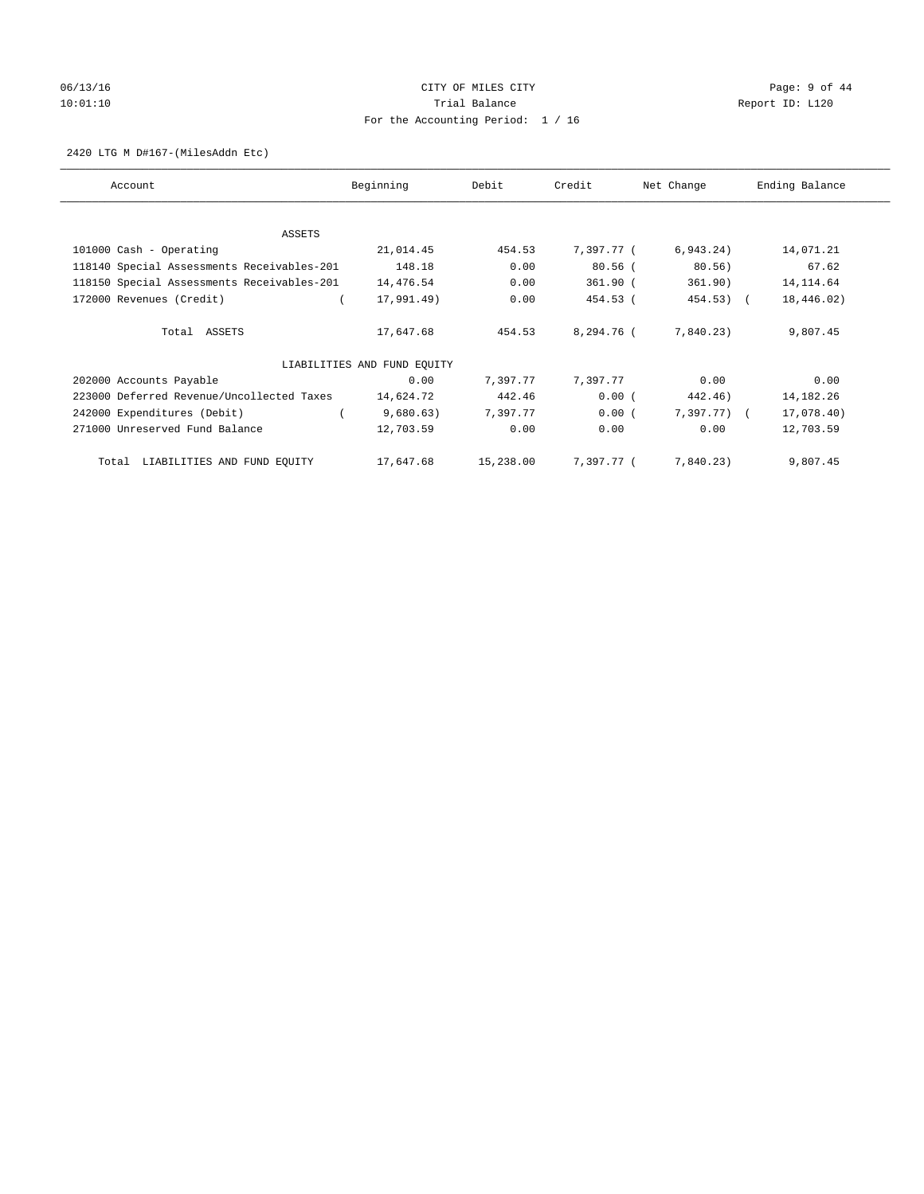CITY OF MILES CITY

Trial Balance

For the Accounting Period: 1 / 16

06/13/16 10:01:10 Report ID: L120

2420 LTG M D#167-(MilesAddn Etc)

| Account | Beginning | Debit | Credit | Net Change | Ending Balance |
|---|---|---|---|---|---|
| ASSETS | | | | | |
| 101000 Cash - Operating | 21,014.45 | 454.53 | 7,397.77 | ( 6,943.24) | 14,071.21 |
| 118140 Special Assessments Receivables-201 | 148.18 | 0.00 | 80.56 | ( 80.56) | 67.62 |
| 118150 Special Assessments Receivables-201 | 14,476.54 | 0.00 | 361.90 | ( 361.90) | 14,114.64 |
| 172000 Revenues (Credit) | ( 17,991.49) | 0.00 | 454.53 | ( 454.53) | ( 18,446.02) |
| Total ASSETS | 17,647.68 | 454.53 | 8,294.76 | ( 7,840.23) | 9,807.45 |
| LIABILITIES AND FUND EQUITY | | | | | |
| 202000 Accounts Payable | 0.00 | 7,397.77 | 7,397.77 | 0.00 | 0.00 |
| 223000 Deferred Revenue/Uncollected Taxes | 14,624.72 | 442.46 | 0.00 | ( 442.46) | 14,182.26 |
| 242000 Expenditures (Debit) | ( 9,680.63) | 7,397.77 | 0.00 | ( 7,397.77) | ( 17,078.40) |
| 271000 Unreserved Fund Balance | 12,703.59 | 0.00 | 0.00 | 0.00 | 12,703.59 |
| Total LIABILITIES AND FUND EQUITY | 17,647.68 | 15,238.00 | 7,397.77 | ( 7,840.23) | 9,807.45 |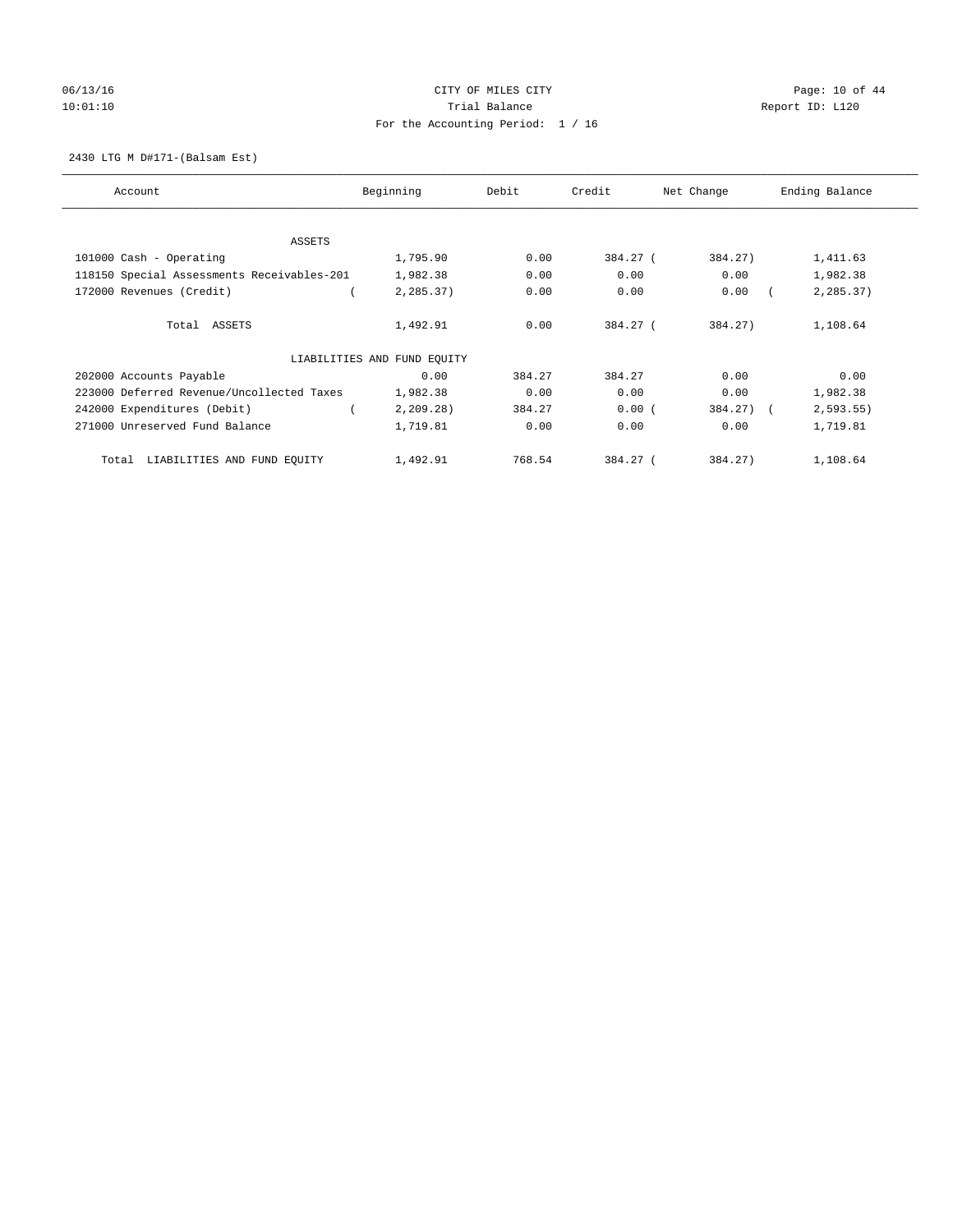CITY OF MILES CITY

Trial Balance

For the Accounting Period: 1 / 16

06/13/16 10:01:10 — Report ID: L120

2430 LTG M D#171-(Balsam Est)

| Account | Beginning | Debit | Credit | Net Change | Ending Balance |
|---|---|---|---|---|---|
| ASSETS | | | | | |
| 101000 Cash - Operating | 1,795.90 | 0.00 | 384.27 | ( 384.27) | 1,411.63 |
| 118150 Special Assessments Receivables-201 | 1,982.38 | 0.00 | 0.00 | 0.00 | 1,982.38 |
| 172000 Revenues (Credit) | ( 2,285.37) | 0.00 | 0.00 | 0.00 | ( 2,285.37) |
| Total ASSETS | 1,492.91 | 0.00 | 384.27 | ( 384.27) | 1,108.64 |
| LIABILITIES AND FUND EQUITY | | | | | |
| 202000 Accounts Payable | 0.00 | 384.27 | 384.27 | 0.00 | 0.00 |
| 223000 Deferred Revenue/Uncollected Taxes | 1,982.38 | 0.00 | 0.00 | 0.00 | 1,982.38 |
| 242000 Expenditures (Debit) | ( 2,209.28) | 384.27 | 0.00 | ( 384.27) | ( 2,593.55) |
| 271000 Unreserved Fund Balance | 1,719.81 | 0.00 | 0.00 | 0.00 | 1,719.81 |
| Total LIABILITIES AND FUND EQUITY | 1,492.91 | 768.54 | 384.27 | ( 384.27) | 1,108.64 |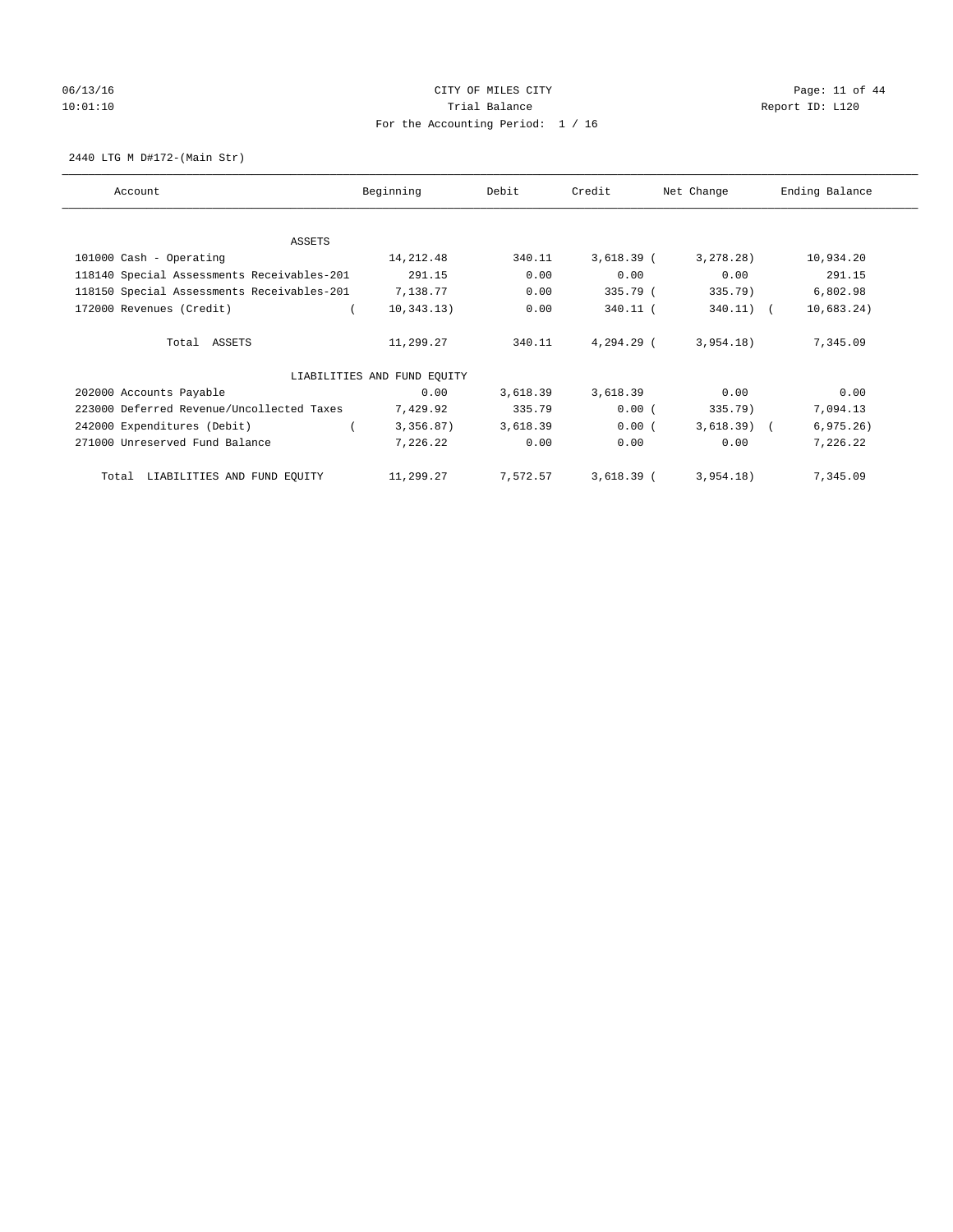CITY OF MILES CITY

Trial Balance

For the Accounting Period: 1 / 16

2440 LTG M D#172-(Main Str)

| Account | Beginning | Debit | Credit | Net Change | Ending Balance |
|---|---|---|---|---|---|
| **ASSETS** | | | | | |
| 101000 Cash - Operating | 14,212.48 | 340.11 | 3,618.39 | (3,278.28) | 10,934.20 |
| 118140 Special Assessments Receivables-201 | 291.15 | 0.00 | 0.00 | 0.00 | 291.15 |
| 118150 Special Assessments Receivables-201 | 7,138.77 | 0.00 | 335.79 | (335.79) | 6,802.98 |
| 172000 Revenues (Credit) | (10,343.13) | 0.00 | 340.11 | (340.11) | (10,683.24) |
| Total ASSETS | 11,299.27 | 340.11 | 4,294.29 | (3,954.18) | 7,345.09 |
| **LIABILITIES AND FUND EQUITY** | | | | | |
| 202000 Accounts Payable | 0.00 | 3,618.39 | 3,618.39 | 0.00 | 0.00 |
| 223000 Deferred Revenue/Uncollected Taxes | 7,429.92 | 335.79 | 0.00 | (335.79) | 7,094.13 |
| 242000 Expenditures (Debit) | (3,356.87) | 3,618.39 | 0.00 | (3,618.39) | (6,975.26) |
| 271000 Unreserved Fund Balance | 7,226.22 | 0.00 | 0.00 | 0.00 | 7,226.22 |
| Total LIABILITIES AND FUND EQUITY | 11,299.27 | 7,572.57 | 3,618.39 | (3,954.18) | 7,345.09 |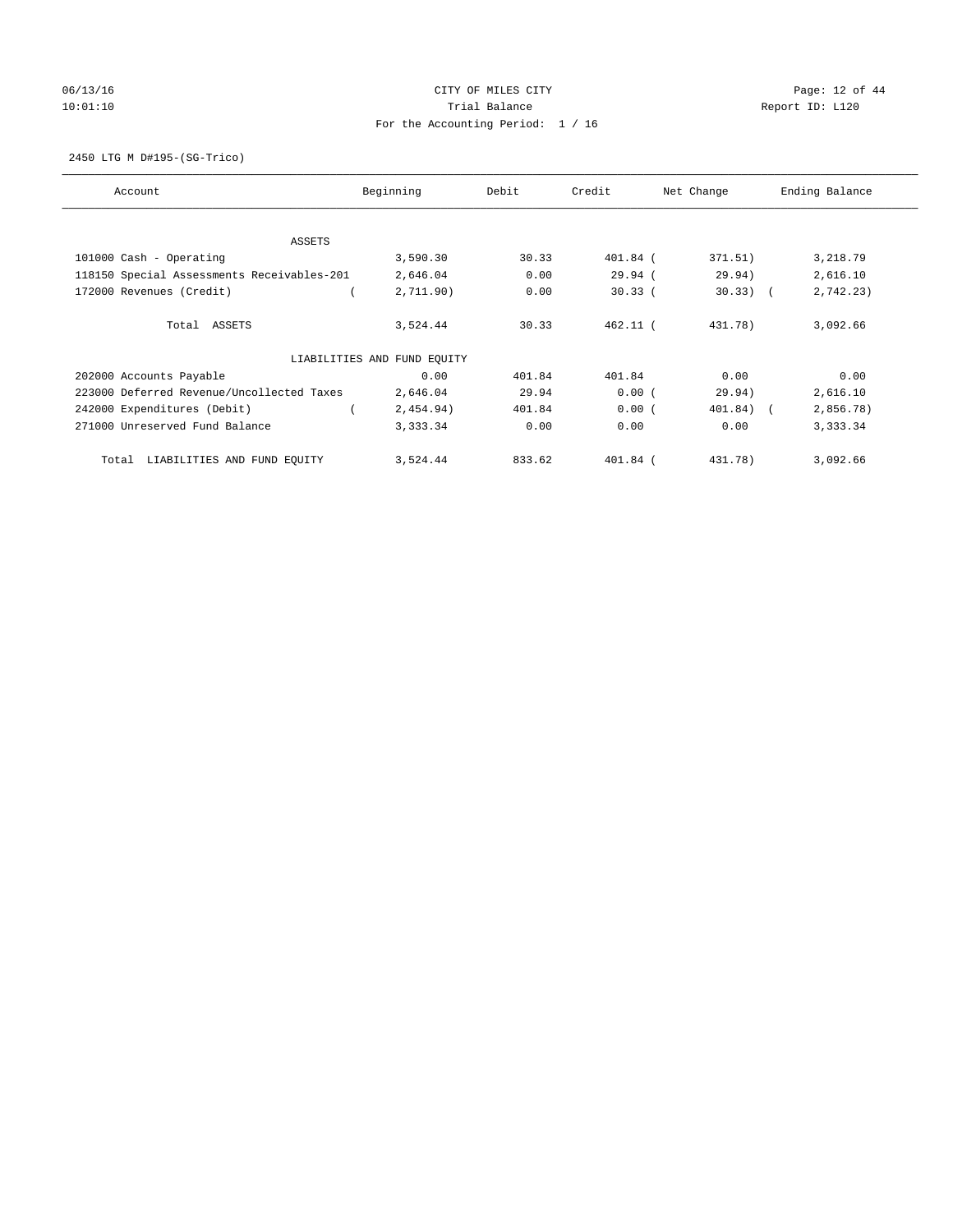CITY OF MILES CITY
Trial Balance
For the Accounting Period: 1 / 16

06/13/16
10:01:10

Report ID: L120

2450 LTG M D#195-(SG-Trico)

| Account | Beginning | Debit | Credit | Net Change | Ending Balance |
|---|---|---|---|---|---|
| ASSETS | | | | | |
| 101000 Cash - Operating | 3,590.30 | 30.33 | 401.84 | (371.51) | 3,218.79 |
| 118150 Special Assessments Receivables-201 | 2,646.04 | 0.00 | 29.94 | (29.94) | 2,616.10 |
| 172000 Revenues (Credit) | (2,711.90) | 0.00 | 30.33 | (30.33) | (2,742.23) |
| Total ASSETS | 3,524.44 | 30.33 | 462.11 | (431.78) | 3,092.66 |
| LIABILITIES AND FUND EQUITY | | | | | |
| 202000 Accounts Payable | 0.00 | 401.84 | 401.84 | 0.00 | 0.00 |
| 223000 Deferred Revenue/Uncollected Taxes | 2,646.04 | 29.94 | 0.00 | (29.94) | 2,616.10 |
| 242000 Expenditures (Debit) | (2,454.94) | 401.84 | 0.00 | (401.84) | (2,856.78) |
| 271000 Unreserved Fund Balance | 3,333.34 | 0.00 | 0.00 | 0.00 | 3,333.34 |
| Total LIABILITIES AND FUND EQUITY | 3,524.44 | 833.62 | 401.84 | (431.78) | 3,092.66 |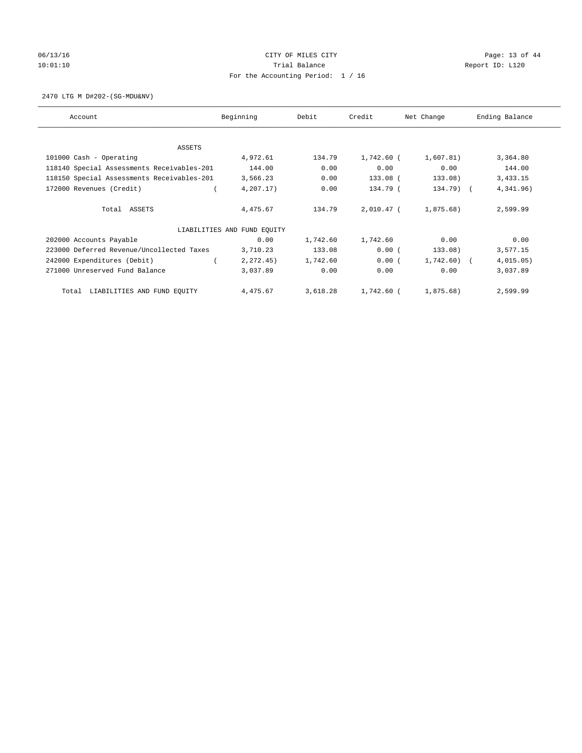CITY OF MILES CITY
Trial Balance
For the Accounting Period: 1 / 16

06/13/16
10:01:10

Report ID: L120

2470 LTG M D#202-(SG-MDU&NV)

| Account | Beginning | Debit | Credit | Net Change | Ending Balance |
|---|---|---|---|---|---|
| ASSETS | | | | | |
| 101000 Cash - Operating | 4,972.61 | 134.79 | 1,742.60 | ( 1,607.81) | 3,364.80 |
| 118140 Special Assessments Receivables-201 | 144.00 | 0.00 | 0.00 | 0.00 | 144.00 |
| 118150 Special Assessments Receivables-201 | 3,566.23 | 0.00 | 133.08 | ( 133.08) | 3,433.15 |
| 172000 Revenues (Credit) | ( 4,207.17) | 0.00 | 134.79 | ( 134.79) | ( 4,341.96) |
| Total ASSETS | 4,475.67 | 134.79 | 2,010.47 | ( 1,875.68) | 2,599.99 |
| LIABILITIES AND FUND EQUITY | | | | | |
| 202000 Accounts Payable | 0.00 | 1,742.60 | 1,742.60 | 0.00 | 0.00 |
| 223000 Deferred Revenue/Uncollected Taxes | 3,710.23 | 133.08 | 0.00 | ( 133.08) | 3,577.15 |
| 242000 Expenditures (Debit) | ( 2,272.45) | 1,742.60 | 0.00 | ( 1,742.60) | ( 4,015.05) |
| 271000 Unreserved Fund Balance | 3,037.89 | 0.00 | 0.00 | 0.00 | 3,037.89 |
| Total LIABILITIES AND FUND EQUITY | 4,475.67 | 3,618.28 | 1,742.60 | ( 1,875.68) | 2,599.99 |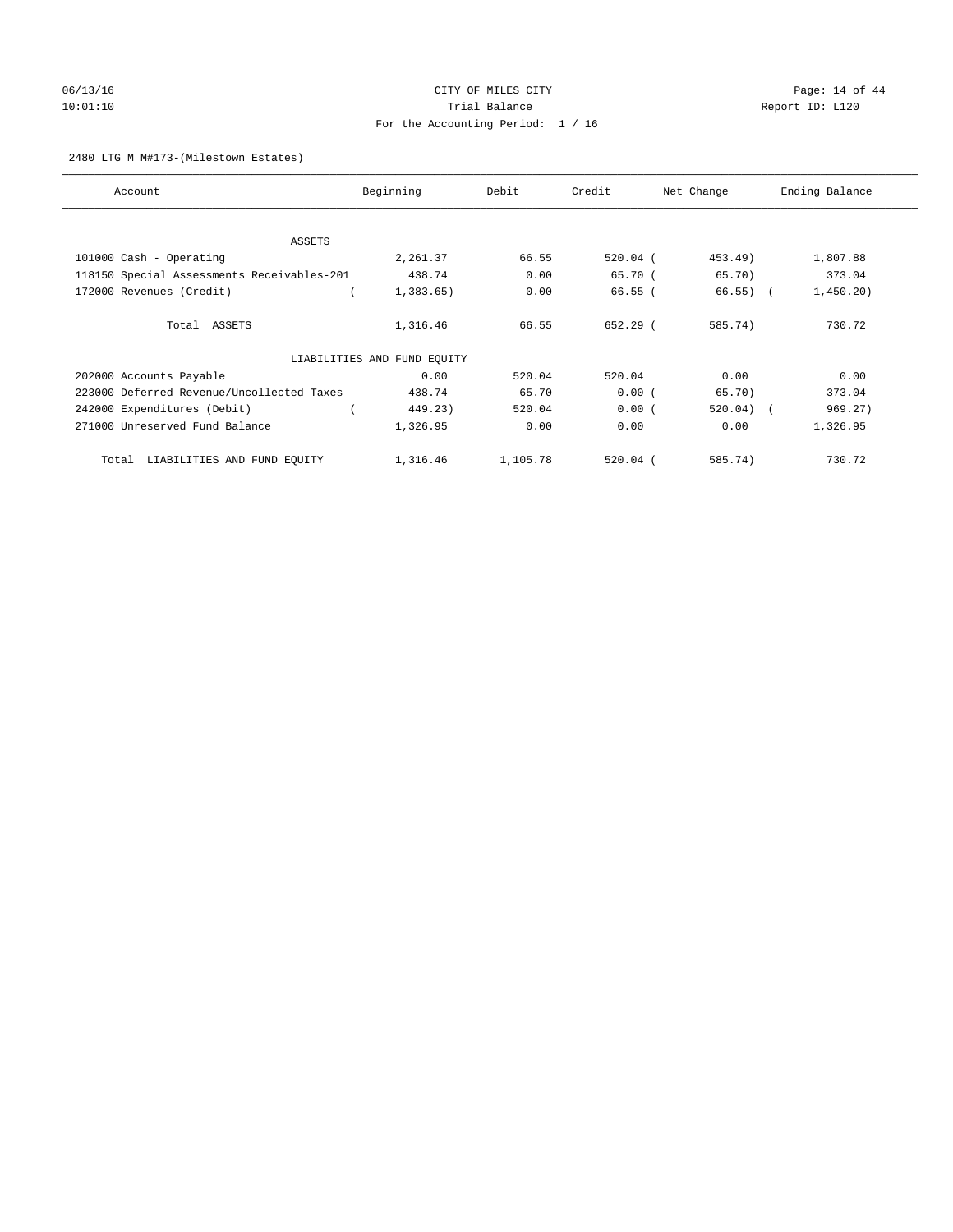CITY OF MILES CITY
Trial Balance
For the Accounting Period: 1 / 16

06/13/16 10:01:10 Report ID: L120

2480 LTG M M#173-(Milestown Estates)

| Account | Beginning | Debit | Credit | Net Change | Ending Balance |
|---|---|---|---|---|---|
| ASSETS | | | | | |
| 101000 Cash - Operating | 2,261.37 | 66.55 | 520.04 | ( 453.49) | 1,807.88 |
| 118150 Special Assessments Receivables-201 | 438.74 | 0.00 | 65.70 | ( 65.70) | 373.04 |
| 172000 Revenues (Credit) | ( 1,383.65) | 0.00 | 66.55 | ( 66.55) | ( 1,450.20) |
| Total ASSETS | 1,316.46 | 66.55 | 652.29 | ( 585.74) | 730.72 |
| LIABILITIES AND FUND EQUITY | | | | | |
| 202000 Accounts Payable | 0.00 | 520.04 | 520.04 | 0.00 | 0.00 |
| 223000 Deferred Revenue/Uncollected Taxes | 438.74 | 65.70 | 0.00 | ( 65.70) | 373.04 |
| 242000 Expenditures (Debit) | ( 449.23) | 520.04 | 0.00 | ( 520.04) | ( 969.27) |
| 271000 Unreserved Fund Balance | 1,326.95 | 0.00 | 0.00 | 0.00 | 1,326.95 |
| Total LIABILITIES AND FUND EQUITY | 1,316.46 | 1,105.78 | 520.04 | ( 585.74) | 730.72 |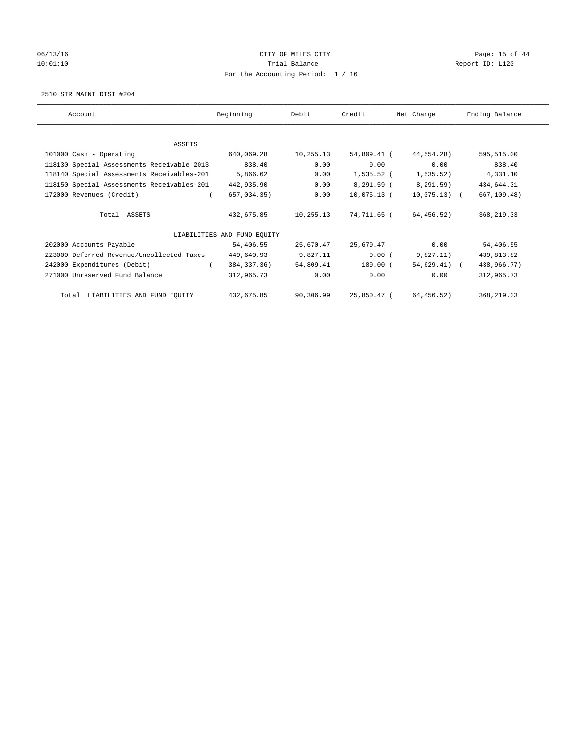CITY OF MILES CITY

Trial Balance

For the Accounting Period: 1 / 16

06/13/16 10:01:10 — Report ID: L120

2510 STR MAINT DIST #204

| Account | Beginning | Debit | Credit | Net Change | Ending Balance |
|---|---|---|---|---|---|
| ASSETS | | | | | |
| 101000 Cash - Operating | 640,069.28 | 10,255.13 | 54,809.41 | (44,554.28) | 595,515.00 |
| 118130 Special Assessments Receivable 2013 | 838.40 | 0.00 | 0.00 | 0.00 | 838.40 |
| 118140 Special Assessments Receivables-201 | 5,866.62 | 0.00 | 1,535.52 | (1,535.52) | 4,331.10 |
| 118150 Special Assessments Receivables-201 | 442,935.90 | 0.00 | 8,291.59 | (8,291.59) | 434,644.31 |
| 172000 Revenues (Credit) | (657,034.35) | 0.00 | 10,075.13 | (10,075.13) | (667,109.48) |
| Total ASSETS | 432,675.85 | 10,255.13 | 74,711.65 | (64,456.52) | 368,219.33 |
| LIABILITIES AND FUND EQUITY | | | | | |
| 202000 Accounts Payable | 54,406.55 | 25,670.47 | 25,670.47 | 0.00 | 54,406.55 |
| 223000 Deferred Revenue/Uncollected Taxes | 449,640.93 | 9,827.11 | 0.00 | (9,827.11) | 439,813.82 |
| 242000 Expenditures (Debit) | (384,337.36) | 54,809.41 | 180.00 | (54,629.41) | (438,966.77) |
| 271000 Unreserved Fund Balance | 312,965.73 | 0.00 | 0.00 | 0.00 | 312,965.73 |
| Total LIABILITIES AND FUND EQUITY | 432,675.85 | 90,306.99 | 25,850.47 | (64,456.52) | 368,219.33 |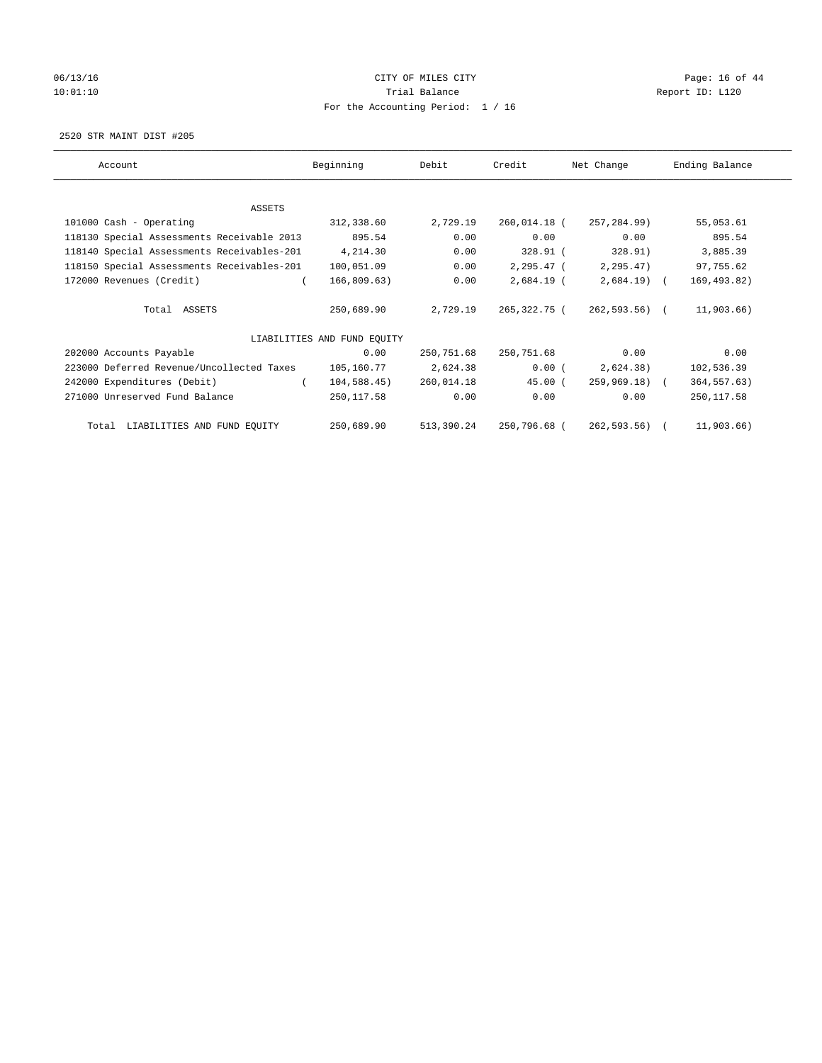CITY OF MILES CITY
Trial Balance
For the Accounting Period: 1 / 16

2520 STR MAINT DIST #205

| Account | Beginning | Debit | Credit | Net Change | Ending Balance |
|---|---|---|---|---|---|
| ASSETS | | | | | |
| 101000 Cash - Operating | 312,338.60 | 2,729.19 | 260,014.18 | ( 257,284.99) | 55,053.61 |
| 118130 Special Assessments Receivable 2013 | 895.54 | 0.00 | 0.00 | 0.00 | 895.54 |
| 118140 Special Assessments Receivables-201 | 4,214.30 | 0.00 | 328.91 | ( 328.91) | 3,885.39 |
| 118150 Special Assessments Receivables-201 | 100,051.09 | 0.00 | 2,295.47 | ( 2,295.47) | 97,755.62 |
| 172000 Revenues (Credit) | ( 166,809.63) | 0.00 | 2,684.19 | ( 2,684.19) | ( 169,493.82) |
| Total ASSETS | 250,689.90 | 2,729.19 | 265,322.75 | ( 262,593.56) | ( 11,903.66) |
| LIABILITIES AND FUND EQUITY | | | | | |
| 202000 Accounts Payable | 0.00 | 250,751.68 | 250,751.68 | 0.00 | 0.00 |
| 223000 Deferred Revenue/Uncollected Taxes | 105,160.77 | 2,624.38 | 0.00 | ( 2,624.38) | 102,536.39 |
| 242000 Expenditures (Debit) | ( 104,588.45) | 260,014.18 | 45.00 | ( 259,969.18) | ( 364,557.63) |
| 271000 Unreserved Fund Balance | 250,117.58 | 0.00 | 0.00 | 0.00 | 250,117.58 |
| Total LIABILITIES AND FUND EQUITY | 250,689.90 | 513,390.24 | 250,796.68 | ( 262,593.56) | ( 11,903.66) |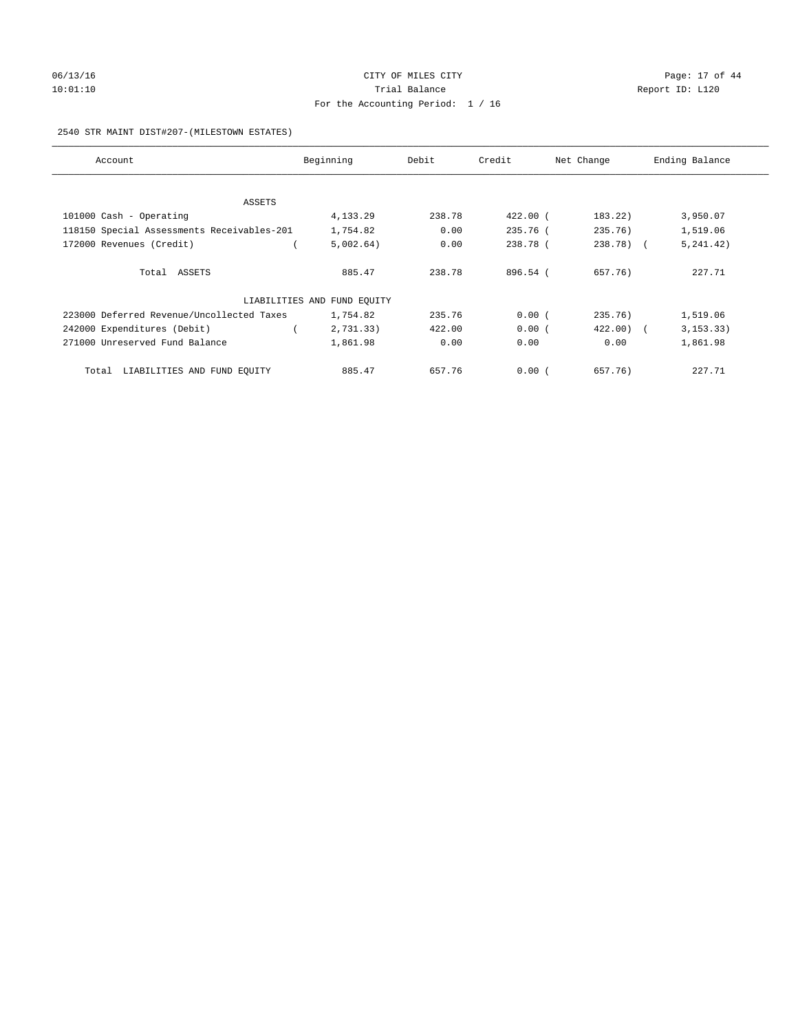CITY OF MILES CITY

Trial Balance

For the Accounting Period: 1 / 16

2540 STR MAINT DIST#207-(MILESTOWN ESTATES)

| Account | Beginning | Debit | Credit | Net Change | Ending Balance |
|---|---|---|---|---|---|
| ASSETS | | | | | |
| 101000 Cash - Operating | 4,133.29 | 238.78 | 422.00 | ( 183.22) | 3,950.07 |
| 118150 Special Assessments Receivables-201 | 1,754.82 | 0.00 | 235.76 | ( 235.76) | 1,519.06 |
| 172000 Revenues (Credit) | ( 5,002.64) | 0.00 | 238.78 | ( 238.78) | ( 5,241.42) |
| Total ASSETS | 885.47 | 238.78 | 896.54 | ( 657.76) | 227.71 |
| LIABILITIES AND FUND EQUITY | | | | | |
| 223000 Deferred Revenue/Uncollected Taxes | 1,754.82 | 235.76 | 0.00 | ( 235.76) | 1,519.06 |
| 242000 Expenditures (Debit) | ( 2,731.33) | 422.00 | 0.00 | ( 422.00) | ( 3,153.33) |
| 271000 Unreserved Fund Balance | 1,861.98 | 0.00 | 0.00 | 0.00 | 1,861.98 |
| Total LIABILITIES AND FUND EQUITY | 885.47 | 657.76 | 0.00 | ( 657.76) | 227.71 |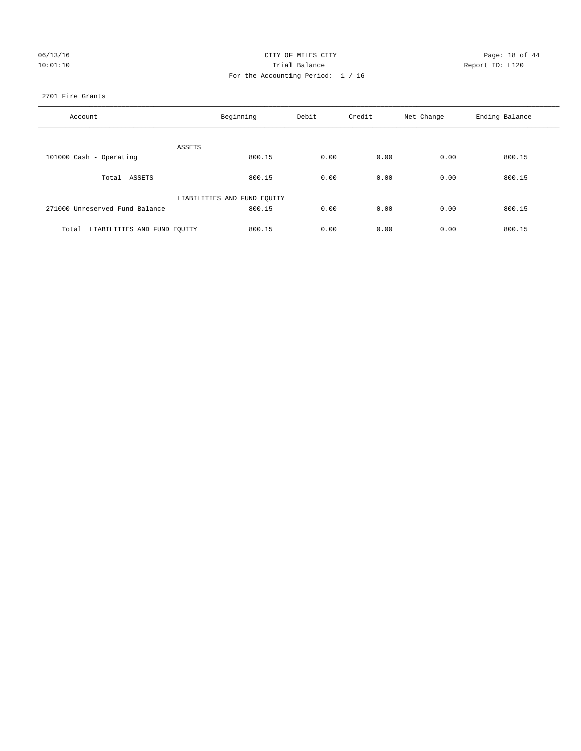CITY OF MILES CITY

Trial Balance

For the Accounting Period: 1 / 16

06/13/16 10:01:10 Report ID: L120

2701 Fire Grants

| Account | Beginning | Debit | Credit | Net Change | Ending Balance |
|---|---|---|---|---|---|
| ASSETS | | | | | |
| 101000 Cash - Operating | 800.15 | 0.00 | 0.00 | 0.00 | 800.15 |
| Total ASSETS | 800.15 | 0.00 | 0.00 | 0.00 | 800.15 |
| LIABILITIES AND FUND EQUITY | | | | | |
| 271000 Unreserved Fund Balance | 800.15 | 0.00 | 0.00 | 0.00 | 800.15 |
| Total LIABILITIES AND FUND EQUITY | 800.15 | 0.00 | 0.00 | 0.00 | 800.15 |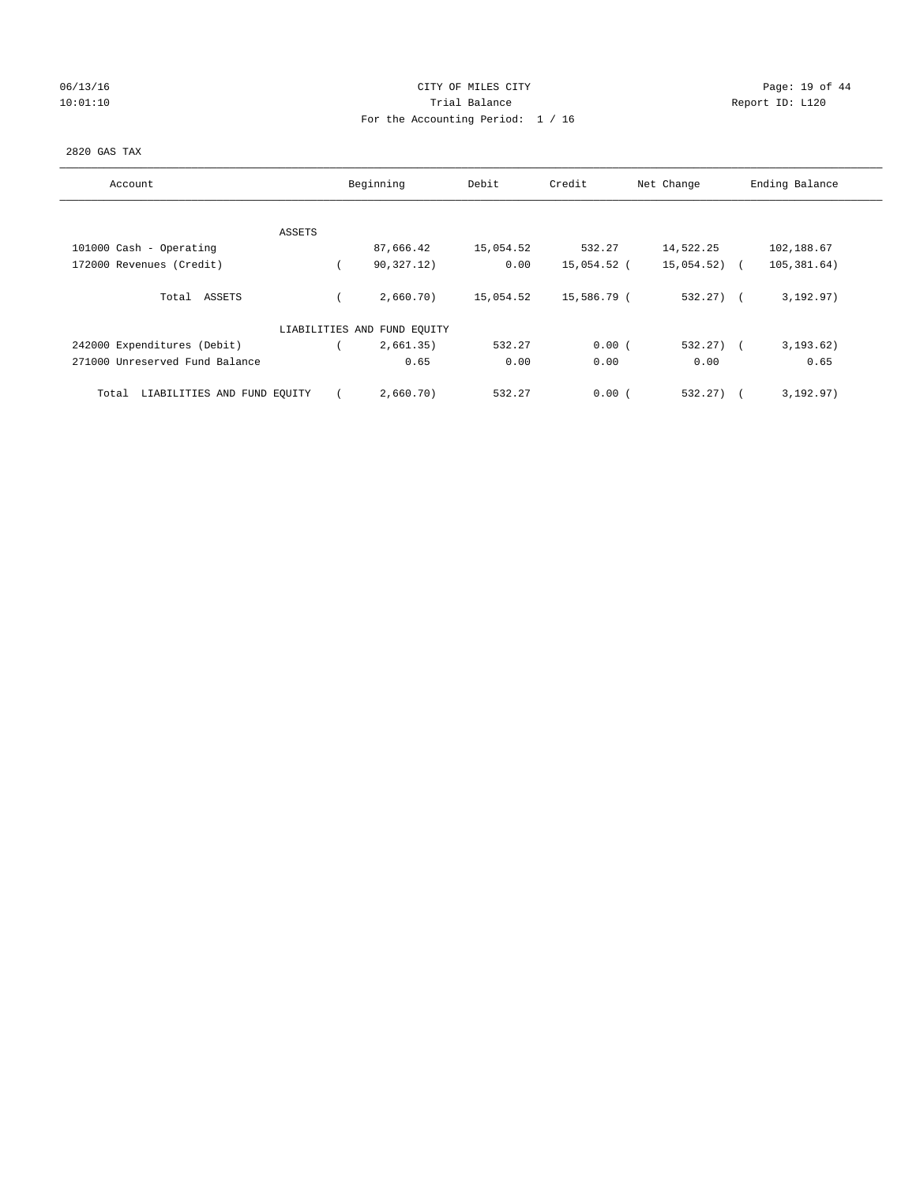CITY OF MILES CITY
Trial Balance
For the Accounting Period: 1 / 16

06/13/16
10:01:10

Report ID: L120

2820 GAS TAX

| Account | Beginning | Debit | Credit | Net Change | Ending Balance |
|---|---|---|---|---|---|
| ASSETS | | | | | |
| 101000 Cash - Operating | 87,666.42 | 15,054.52 | 532.27 | 14,522.25 | 102,188.67 |
| 172000 Revenues (Credit) | ( 90,327.12) | 0.00 | 15,054.52 | ( 15,054.52) | ( 105,381.64) |
| Total ASSETS | ( 2,660.70) | 15,054.52 | 15,586.79 | ( 532.27) | ( 3,192.97) |
| LIABILITIES AND FUND EQUITY | | | | | |
| 242000 Expenditures (Debit) | ( 2,661.35) | 532.27 | 0.00 | ( 532.27) | ( 3,193.62) |
| 271000 Unreserved Fund Balance | 0.65 | 0.00 | 0.00 | 0.00 | 0.65 |
| Total LIABILITIES AND FUND EQUITY | ( 2,660.70) | 532.27 | 0.00 | ( 532.27) | ( 3,192.97) |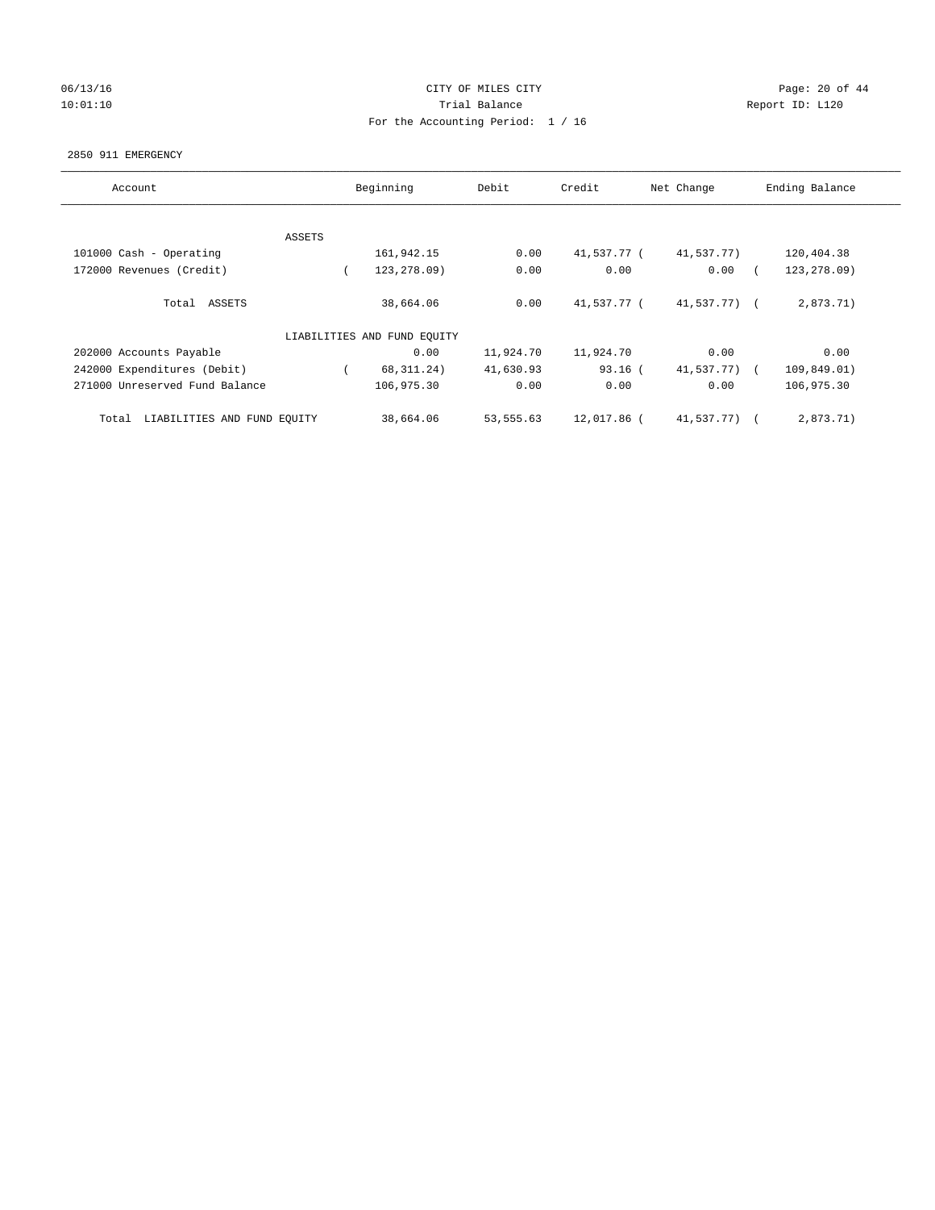CITY OF MILES CITY

Trial Balance

For the Accounting Period: 1 / 16

2850 911 EMERGENCY

| Account | Beginning | Debit | Credit | Net Change | Ending Balance |
|---|---|---|---|---|---|
| ASSETS | | | | | |
| 101000 Cash - Operating | 161,942.15 | 0.00 | 41,537.77 | ( 41,537.77) | 120,404.38 |
| 172000 Revenues (Credit) | ( 123,278.09) | 0.00 | 0.00 | 0.00 | ( 123,278.09) |
| Total ASSETS | 38,664.06 | 0.00 | 41,537.77 | ( 41,537.77) | ( 2,873.71) |
| LIABILITIES AND FUND EQUITY | | | | | |
| 202000 Accounts Payable | 0.00 | 11,924.70 | 11,924.70 | 0.00 | 0.00 |
| 242000 Expenditures (Debit) | ( 68,311.24) | 41,630.93 | 93.16 | ( 41,537.77) | ( 109,849.01) |
| 271000 Unreserved Fund Balance | 106,975.30 | 0.00 | 0.00 | 0.00 | 106,975.30 |
| Total LIABILITIES AND FUND EQUITY | 38,664.06 | 53,555.63 | 12,017.86 | ( 41,537.77) | ( 2,873.71) |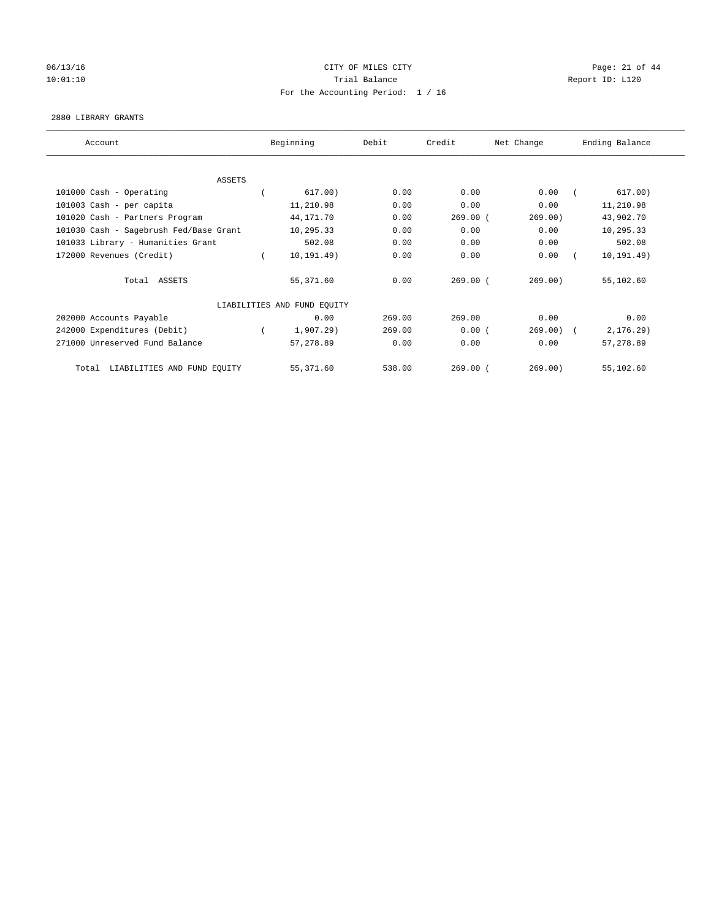CITY OF MILES CITY

Trial Balance

For the Accounting Period: 1 / 16

06/13/16 10:01:10 — Report ID: L120

2880 LIBRARY GRANTS

| Account | Beginning | Debit | Credit | Net Change | Ending Balance |
|---|---|---|---|---|---|
| ASSETS | | | | | |
| 101000 Cash - Operating | ( 617.00) | 0.00 | 0.00 | 0.00 | ( 617.00) |
| 101003 Cash - per capita | 11,210.98 | 0.00 | 0.00 | 0.00 | 11,210.98 |
| 101020 Cash - Partners Program | 44,171.70 | 0.00 | 269.00 | ( 269.00) | 43,902.70 |
| 101030 Cash - Sagebrush Fed/Base Grant | 10,295.33 | 0.00 | 0.00 | 0.00 | 10,295.33 |
| 101033 Library - Humanities Grant | 502.08 | 0.00 | 0.00 | 0.00 | 502.08 |
| 172000 Revenues (Credit) | ( 10,191.49) | 0.00 | 0.00 | 0.00 | ( 10,191.49) |
| Total ASSETS | 55,371.60 | 0.00 | 269.00 | ( 269.00) | 55,102.60 |
| LIABILITIES AND FUND EQUITY | | | | | |
| 202000 Accounts Payable | 0.00 | 269.00 | 269.00 | 0.00 | 0.00 |
| 242000 Expenditures (Debit) | ( 1,907.29) | 269.00 | 0.00 | ( 269.00) | ( 2,176.29) |
| 271000 Unreserved Fund Balance | 57,278.89 | 0.00 | 0.00 | 0.00 | 57,278.89 |
| Total LIABILITIES AND FUND EQUITY | 55,371.60 | 538.00 | 269.00 | ( 269.00) | 55,102.60 |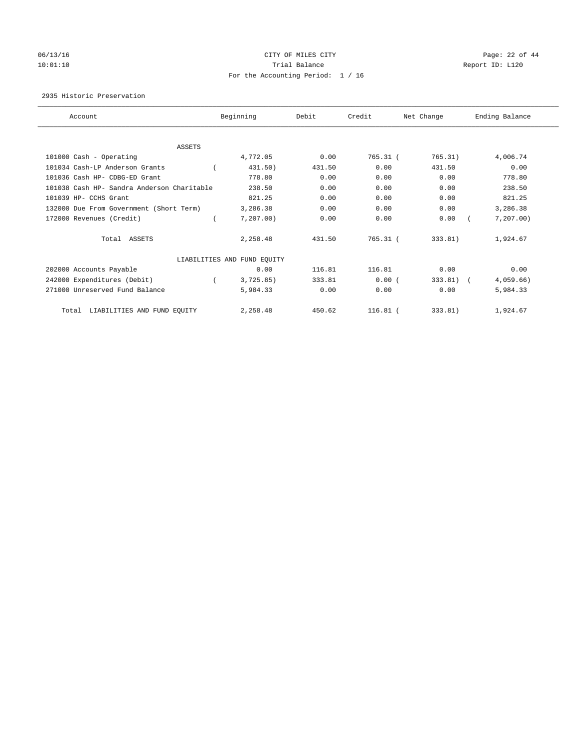CITY OF MILES CITY
Trial Balance
For the Accounting Period: 1 / 16

06/13/16
10:01:10

Report ID: L120

2935 Historic Preservation

| Account | Beginning | Debit | Credit | Net Change | Ending Balance |
|---|---|---|---|---|---|
| ASSETS | | | | | |
| 101000 Cash - Operating | 4,772.05 | 0.00 | 765.31 | (765.31) | 4,006.74 |
| 101034 Cash-LP Anderson Grants | (431.50) | 431.50 | 0.00 | 431.50 | 0.00 |
| 101036 Cash HP- CDBG-ED Grant | 778.80 | 0.00 | 0.00 | 0.00 | 778.80 |
| 101038 Cash HP- Sandra Anderson Charitable | 238.50 | 0.00 | 0.00 | 0.00 | 238.50 |
| 101039 HP- CCHS Grant | 821.25 | 0.00 | 0.00 | 0.00 | 821.25 |
| 132000 Due From Government (Short Term) | 3,286.38 | 0.00 | 0.00 | 0.00 | 3,286.38 |
| 172000 Revenues (Credit) | (7,207.00) | 0.00 | 0.00 | 0.00 | (7,207.00) |
| Total ASSETS | 2,258.48 | 431.50 | 765.31 | (333.81) | 1,924.67 |
| LIABILITIES AND FUND EQUITY | | | | | |
| 202000 Accounts Payable | 0.00 | 116.81 | 116.81 | 0.00 | 0.00 |
| 242000 Expenditures (Debit) | (3,725.85) | 333.81 | 0.00 | (333.81) | (4,059.66) |
| 271000 Unreserved Fund Balance | 5,984.33 | 0.00 | 0.00 | 0.00 | 5,984.33 |
| Total LIABILITIES AND FUND EQUITY | 2,258.48 | 450.62 | 116.81 | (333.81) | 1,924.67 |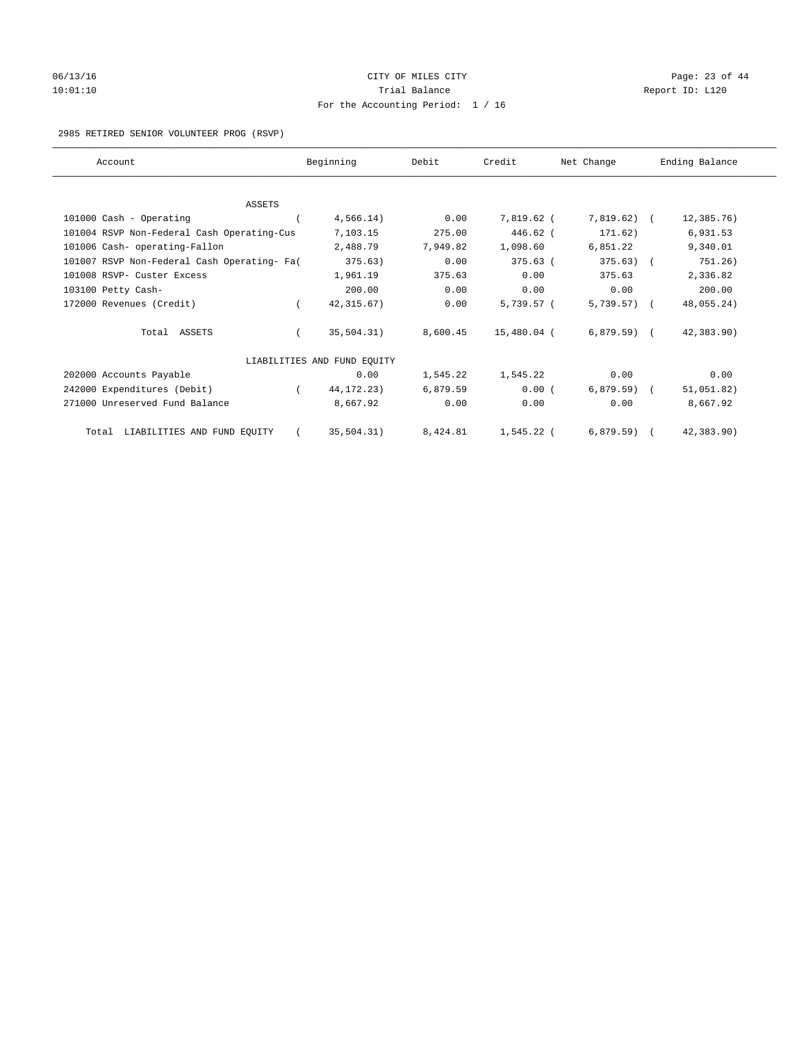CITY OF MILES CITY

Trial Balance

For the Accounting Period: 1 / 16

2985 RETIRED SENIOR VOLUNTEER PROG (RSVP)

| Account | Beginning | Debit | Credit | Net Change | Ending Balance |
|---|---|---|---|---|---|
| ASSETS | | | | | |
| 101000 Cash - Operating | ( 4,566.14) | 0.00 | 7,819.62 | ( 7,819.62) | ( 12,385.76) |
| 101004 RSVP Non-Federal Cash Operating-Cus | 7,103.15 | 275.00 | 446.62 | ( 171.62) | 6,931.53 |
| 101006 Cash- operating-Fallon | 2,488.79 | 7,949.82 | 1,098.60 | 6,851.22 | 9,340.01 |
| 101007 RSVP Non-Federal Cash Operating- Fa | ( 375.63) | 0.00 | 375.63 | ( 375.63) | ( 751.26) |
| 101008 RSVP- Custer Excess | 1,961.19 | 375.63 | 0.00 | 375.63 | 2,336.82 |
| 103100 Petty Cash- | 200.00 | 0.00 | 0.00 | 0.00 | 200.00 |
| 172000 Revenues (Credit) | ( 42,315.67) | 0.00 | 5,739.57 | ( 5,739.57) | ( 48,055.24) |
| Total ASSETS | ( 35,504.31) | 8,600.45 | 15,480.04 | ( 6,879.59) | ( 42,383.90) |
| LIABILITIES AND FUND EQUITY | | | | | |
| 202000 Accounts Payable | 0.00 | 1,545.22 | 1,545.22 | 0.00 | 0.00 |
| 242000 Expenditures (Debit) | ( 44,172.23) | 6,879.59 | 0.00 | ( 6,879.59) | ( 51,051.82) |
| 271000 Unreserved Fund Balance | 8,667.92 | 0.00 | 0.00 | 0.00 | 8,667.92 |
| Total LIABILITIES AND FUND EQUITY | ( 35,504.31) | 8,424.81 | 1,545.22 | ( 6,879.59) | ( 42,383.90) |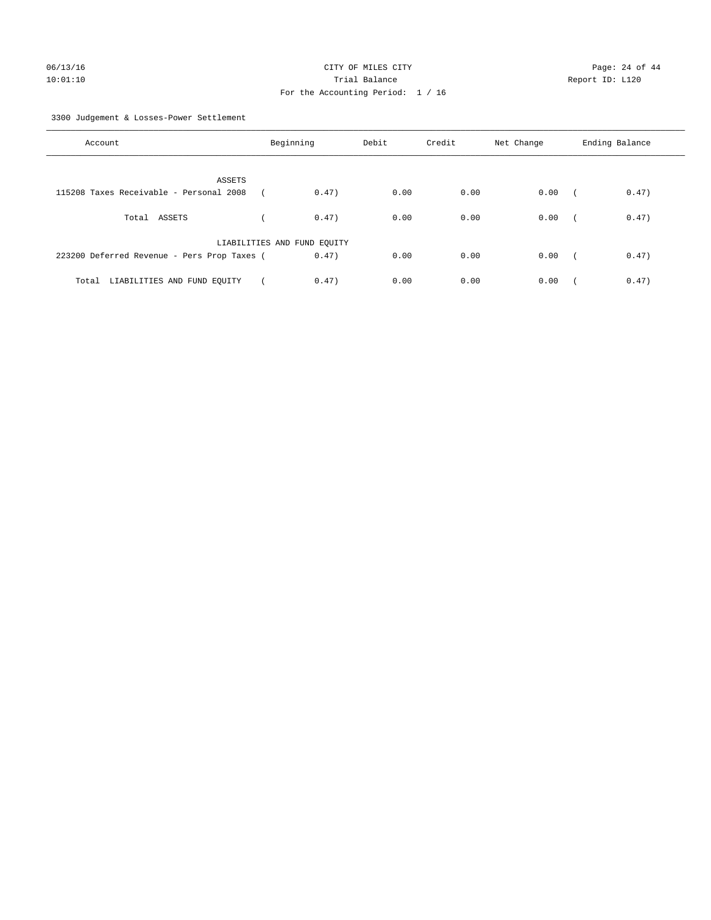CITY OF MILES CITY
Trial Balance
For the Accounting Period: 1 / 16

06/13/16
10:01:10

Report ID: L120

3300 Judgement & Losses-Power Settlement

| Account | Beginning | Debit | Credit | Net Change | Ending Balance |
|---|---|---|---|---|---|
| ASSETS | | | | | |
| 115208 Taxes Receivable - Personal 2008 | ( 0.47) | 0.00 | 0.00 | 0.00 | ( 0.47) |
| Total ASSETS | ( 0.47) | 0.00 | 0.00 | 0.00 | ( 0.47) |
| LIABILITIES AND FUND EQUITY | | | | | |
| 223200 Deferred Revenue - Pers Prop Taxes | ( 0.47) | 0.00 | 0.00 | 0.00 | ( 0.47) |
| Total LIABILITIES AND FUND EQUITY | ( 0.47) | 0.00 | 0.00 | 0.00 | ( 0.47) |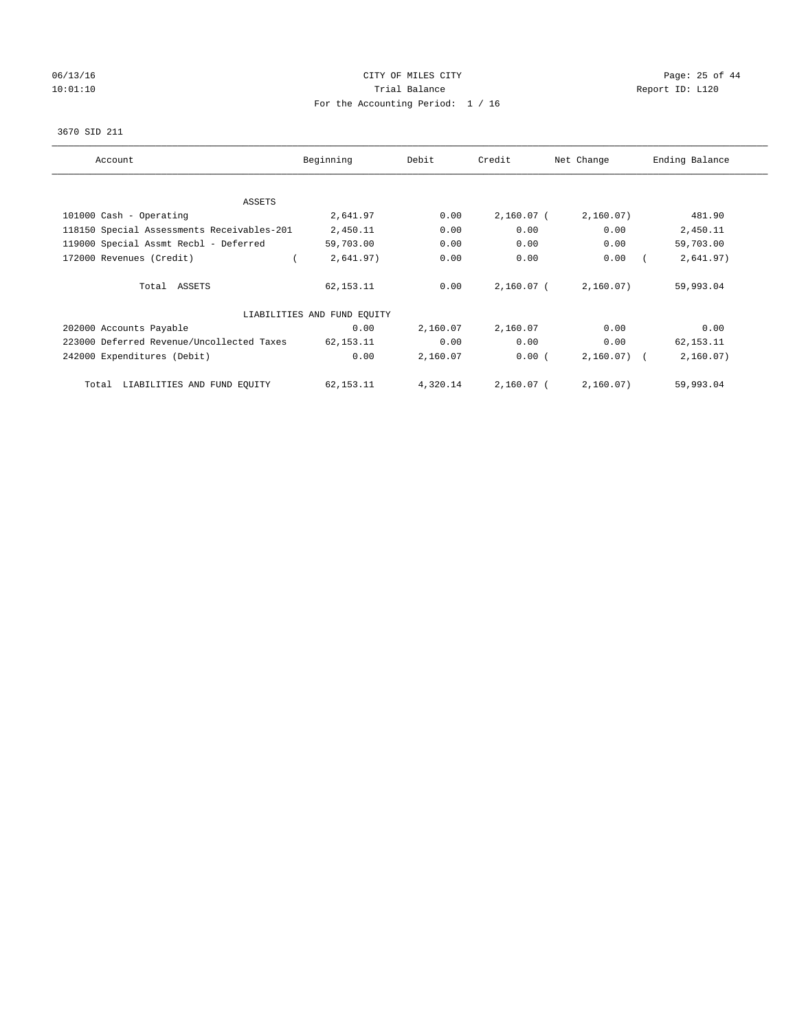06/13/16 CITY OF MILES CITY
10:01:10 Trial Balance Report ID: L120
For the Accounting Period: 1 / 16

3670 SID 211

| Account | Beginning | Debit | Credit | Net Change | Ending Balance |
|---|---|---|---|---|---|
| ASSETS | | | | | |
| 101000 Cash - Operating | 2,641.97 | 0.00 | 2,160.07 | ( 2,160.07) | 481.90 |
| 118150 Special Assessments Receivables-201 | 2,450.11 | 0.00 | 0.00 | 0.00 | 2,450.11 |
| 119000 Special Assmt Recbl - Deferred | 59,703.00 | 0.00 | 0.00 | 0.00 | 59,703.00 |
| 172000 Revenues (Credit) | ( 2,641.97) | 0.00 | 0.00 | 0.00 | ( 2,641.97) |
| Total ASSETS | 62,153.11 | 0.00 | 2,160.07 | ( 2,160.07) | 59,993.04 |
| LIABILITIES AND FUND EQUITY | | | | | |
| 202000 Accounts Payable | 0.00 | 2,160.07 | 2,160.07 | 0.00 | 0.00 |
| 223000 Deferred Revenue/Uncollected Taxes | 62,153.11 | 0.00 | 0.00 | 0.00 | 62,153.11 |
| 242000 Expenditures (Debit) | 0.00 | 2,160.07 | 0.00 | ( 2,160.07) | ( 2,160.07) |
| Total LIABILITIES AND FUND EQUITY | 62,153.11 | 4,320.14 | 2,160.07 | ( 2,160.07) | 59,993.04 |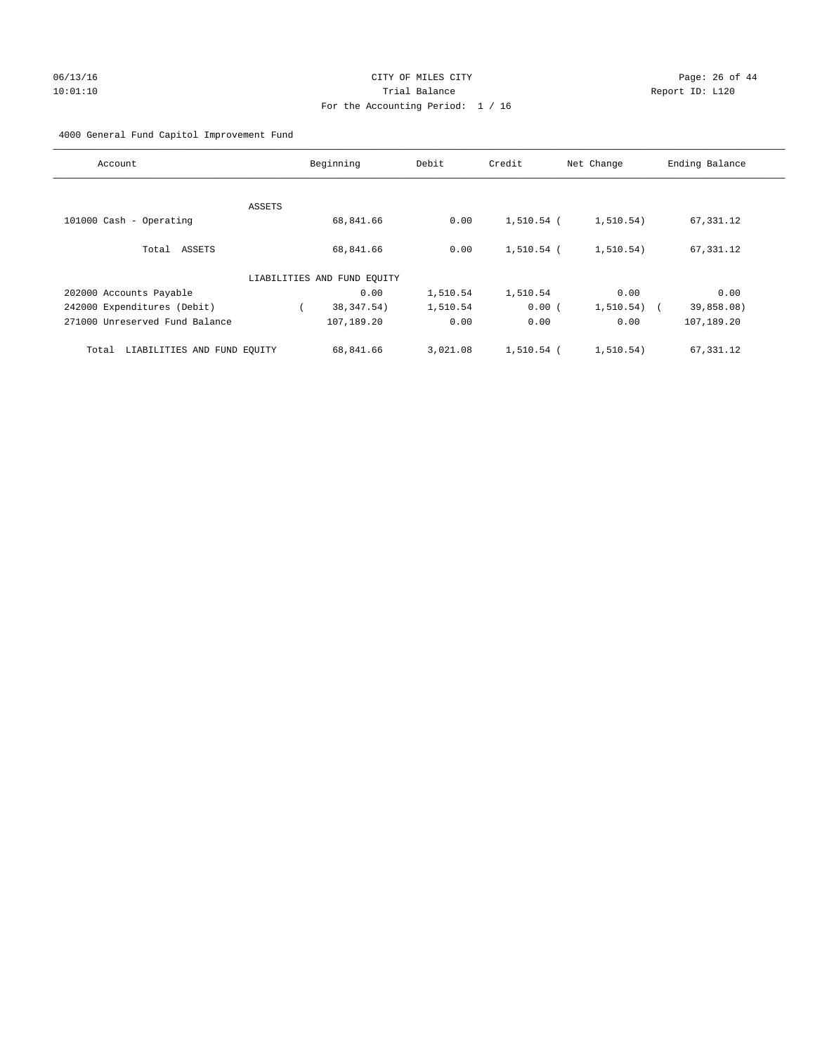06/13/16 CITY OF MILES CITY
10:01:10 Trial Balance Report ID: L120
For the Accounting Period: 1 / 16

4000 General Fund Capitol Improvement Fund

| Account | Beginning | Debit | Credit | Net Change | Ending Balance |
|---|---|---|---|---|---|
| ASSETS | | | | | |
| 101000 Cash - Operating | 68,841.66 | 0.00 | 1,510.54 | ( 1,510.54) | 67,331.12 |
| Total ASSETS | 68,841.66 | 0.00 | 1,510.54 | ( 1,510.54) | 67,331.12 |
| LIABILITIES AND FUND EQUITY | | | | | |
| 202000 Accounts Payable | 0.00 | 1,510.54 | 1,510.54 | 0.00 | 0.00 |
| 242000 Expenditures (Debit) | ( 38,347.54) | 1,510.54 | 0.00 | ( 1,510.54) | ( 39,858.08) |
| 271000 Unreserved Fund Balance | 107,189.20 | 0.00 | 0.00 | 0.00 | 107,189.20 |
| Total LIABILITIES AND FUND EQUITY | 68,841.66 | 3,021.08 | 1,510.54 | ( 1,510.54) | 67,331.12 |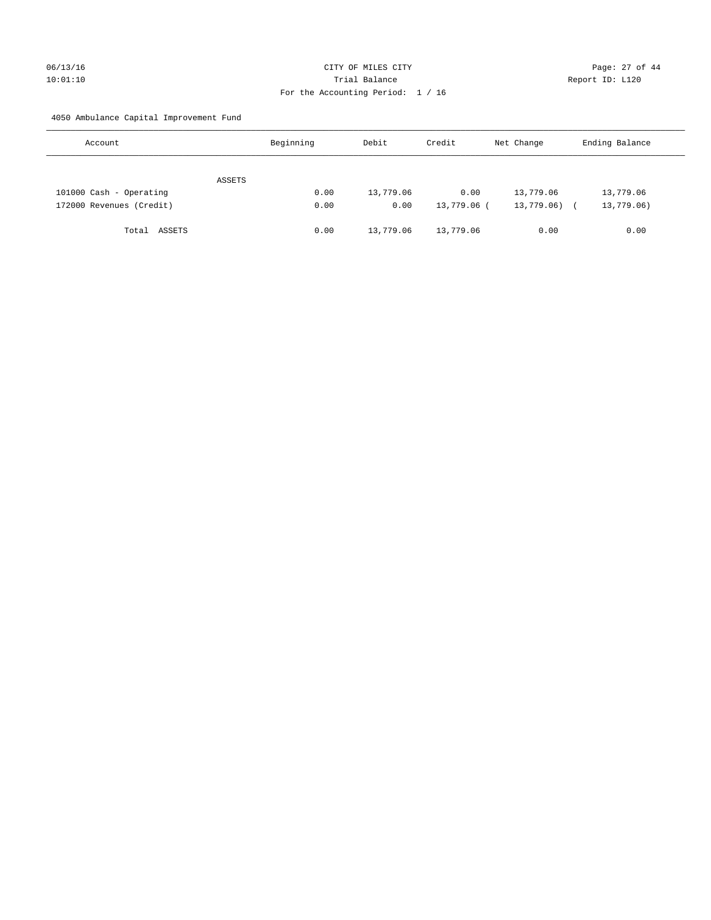CITY OF MILES CITY
Trial Balance
For the Accounting Period: 1 / 16

06/13/16
10:01:10

Report ID: L120

4050 Ambulance Capital Improvement Fund

| Account | Beginning | Debit | Credit | Net Change | Ending Balance |
|---|---|---|---|---|---|
| ASSETS | | | | | |
| 101000 Cash - Operating | 0.00 | 13,779.06 | 0.00 | 13,779.06 | 13,779.06 |
| 172000 Revenues (Credit) | 0.00 | 0.00 | 13,779.06 | ( 13,779.06) | ( 13,779.06) |
| Total ASSETS | 0.00 | 13,779.06 | 13,779.06 | 0.00 | 0.00 |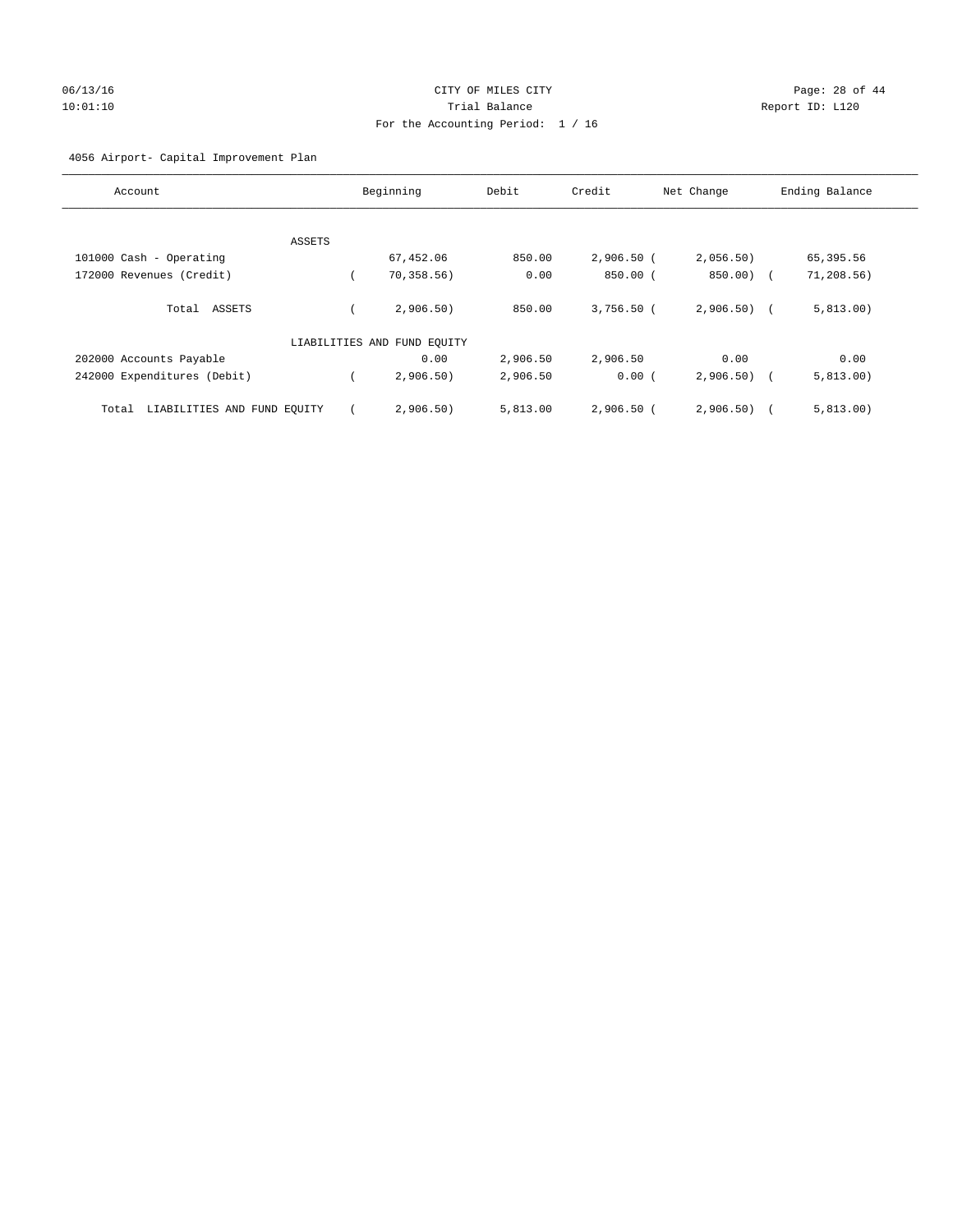CITY OF MILES CITY

Trial Balance

For the Accounting Period: 1 / 16

06/13/16 10:01:10

Report ID: L120

4056 Airport- Capital Improvement Plan

| Account | Beginning | Debit | Credit | Net Change | Ending Balance |
|---|---|---|---|---|---|
| ASSETS | | | | | |
| 101000 Cash - Operating | 67,452.06 | 850.00 | 2,906.50 | (2,056.50) | 65,395.56 |
| 172000 Revenues (Credit) | (70,358.56) | 0.00 | 850.00 | (850.00) | (71,208.56) |
| Total ASSETS | (2,906.50) | 850.00 | 3,756.50 | (2,906.50) | (5,813.00) |
| LIABILITIES AND FUND EQUITY | | | | | |
| 202000 Accounts Payable | 0.00 | 2,906.50 | 2,906.50 | 0.00 | 0.00 |
| 242000 Expenditures (Debit) | (2,906.50) | 2,906.50 | 0.00 | (2,906.50) | (5,813.00) |
| Total LIABILITIES AND FUND EQUITY | (2,906.50) | 5,813.00 | 2,906.50 | (2,906.50) | (5,813.00) |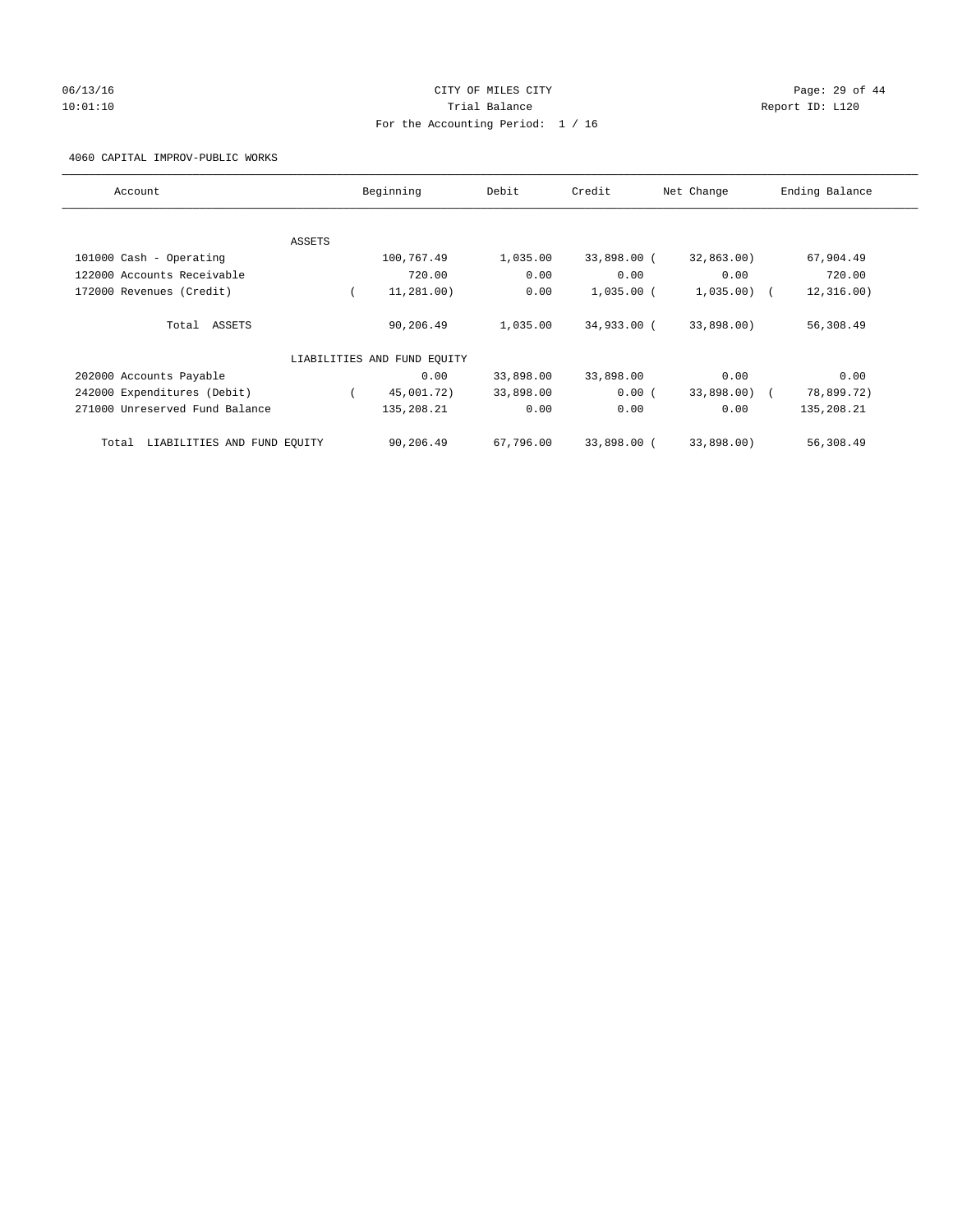CITY OF MILES CITY

Trial Balance

For the Accounting Period: 1 / 16

4060 CAPITAL IMPROV-PUBLIC WORKS

| Account | Beginning | Debit | Credit | Net Change | Ending Balance |
|---|---|---|---|---|---|
| ASSETS | | | | | |
| 101000 Cash - Operating | 100,767.49 | 1,035.00 | 33,898.00 | (32,863.00) | 67,904.49 |
| 122000 Accounts Receivable | 720.00 | 0.00 | 0.00 | 0.00 | 720.00 |
| 172000 Revenues (Credit) | (11,281.00) | 0.00 | 1,035.00 | (1,035.00) | (12,316.00) |
| Total ASSETS | 90,206.49 | 1,035.00 | 34,933.00 | (33,898.00) | 56,308.49 |
| LIABILITIES AND FUND EQUITY | | | | | |
| 202000 Accounts Payable | 0.00 | 33,898.00 | 33,898.00 | 0.00 | 0.00 |
| 242000 Expenditures (Debit) | (45,001.72) | 33,898.00 | 0.00 | (33,898.00) | (78,899.72) |
| 271000 Unreserved Fund Balance | 135,208.21 | 0.00 | 0.00 | 0.00 | 135,208.21 |
| Total LIABILITIES AND FUND EQUITY | 90,206.49 | 67,796.00 | 33,898.00 | (33,898.00) | 56,308.49 |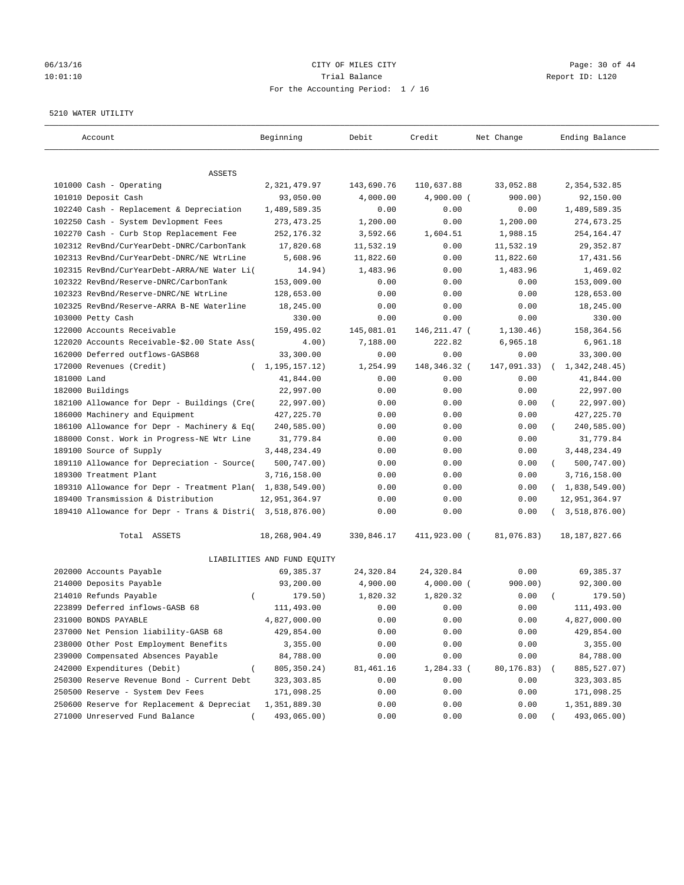CITY OF MILES CITY
Trial Balance
For the Accounting Period: 1 / 16

06/13/16 10:01:10 — Report ID: L120

5210 WATER UTILITY

| Account | Beginning | Debit | Credit | Net Change | Ending Balance |
|---|---|---|---|---|---|
| **ASSETS** | | | | | |
| 101000 Cash - Operating | 2,321,479.97 | 143,690.76 | 110,637.88 | 33,052.88 | 2,354,532.85 |
| 101010 Deposit Cash | 93,050.00 | 4,000.00 | 4,900.00 | ( 900.00) | 92,150.00 |
| 102240 Cash - Replacement & Depreciation | 1,489,589.35 | 0.00 | 0.00 | 0.00 | 1,489,589.35 |
| 102250 Cash - System Devlopment Fees | 273,473.25 | 1,200.00 | 0.00 | 1,200.00 | 274,673.25 |
| 102270 Cash - Curb Stop Replacement Fee | 252,176.32 | 3,592.66 | 1,604.51 | 1,988.15 | 254,164.47 |
| 102312 RevBnd/CurYearDebt-DNRC/CarbonTank | 17,820.68 | 11,532.19 | 0.00 | 11,532.19 | 29,352.87 |
| 102313 RevBnd/CurYearDebt-DNRC/NE WtrLine | 5,608.96 | 11,822.60 | 0.00 | 11,822.60 | 17,431.56 |
| 102315 RevBnd/CurYearDebt-ARRA/NE Water Li( | 14.94) | 1,483.96 | 0.00 | 1,483.96 | 1,469.02 |
| 102322 RevBnd/Reserve-DNRC/CarbonTank | 153,009.00 | 0.00 | 0.00 | 0.00 | 153,009.00 |
| 102323 RevBnd/Reserve-DNRC/NE WtrLine | 128,653.00 | 0.00 | 0.00 | 0.00 | 128,653.00 |
| 102325 RevBnd/Reserve-ARRA B-NE Waterline | 18,245.00 | 0.00 | 0.00 | 0.00 | 18,245.00 |
| 103000 Petty Cash | 330.00 | 0.00 | 0.00 | 0.00 | 330.00 |
| 122000 Accounts Receivable | 159,495.02 | 145,081.01 | 146,211.47 | ( 1,130.46) | 158,364.56 |
| 122020 Accounts Receivable-$2.00 State Ass( | 4.00) | 7,188.00 | 222.82 | 6,965.18 | 6,961.18 |
| 162000 Deferred outflows-GASB68 | 33,300.00 | 0.00 | 0.00 | 0.00 | 33,300.00 |
| 172000 Revenues (Credit) | ( 1,195,157.12) | 1,254.99 | 148,346.32 | ( 147,091.33) | ( 1,342,248.45) |
| 181000 Land | 41,844.00 | 0.00 | 0.00 | 0.00 | 41,844.00 |
| 182000 Buildings | 22,997.00 | 0.00 | 0.00 | 0.00 | 22,997.00 |
| 182100 Allowance for Depr - Buildings (Cre( | 22,997.00) | 0.00 | 0.00 | 0.00 | ( 22,997.00) |
| 186000 Machinery and Equipment | 427,225.70 | 0.00 | 0.00 | 0.00 | 427,225.70 |
| 186100 Allowance for Depr - Machinery & Eq( | 240,585.00) | 0.00 | 0.00 | 0.00 | ( 240,585.00) |
| 188000 Const. Work in Progress-NE Wtr Line | 31,779.84 | 0.00 | 0.00 | 0.00 | 31,779.84 |
| 189100 Source of Supply | 3,448,234.49 | 0.00 | 0.00 | 0.00 | 3,448,234.49 |
| 189110 Allowance for Depreciation - Source( | 500,747.00) | 0.00 | 0.00 | 0.00 | ( 500,747.00) |
| 189300 Treatment Plant | 3,716,158.00 | 0.00 | 0.00 | 0.00 | 3,716,158.00 |
| 189310 Allowance for Depr - Treatment Plan( | 1,838,549.00) | 0.00 | 0.00 | 0.00 | ( 1,838,549.00) |
| 189400 Transmission & Distribution | 12,951,364.97 | 0.00 | 0.00 | 0.00 | 12,951,364.97 |
| 189410 Allowance for Depr - Trans & Distri( | 3,518,876.00) | 0.00 | 0.00 | 0.00 | ( 3,518,876.00) |
| Total ASSETS | 18,268,904.49 | 330,846.17 | 411,923.00 | ( 81,076.83) | 18,187,827.66 |
| **LIABILITIES AND FUND EQUITY** | | | | | |
| 202000 Accounts Payable | 69,385.37 | 24,320.84 | 24,320.84 | 0.00 | 69,385.37 |
| 214000 Deposits Payable | 93,200.00 | 4,900.00 | 4,000.00 | ( 900.00) | 92,300.00 |
| 214010 Refunds Payable | ( 179.50) | 1,820.32 | 1,820.32 | 0.00 | ( 179.50) |
| 223899 Deferred inflows-GASB 68 | 111,493.00 | 0.00 | 0.00 | 0.00 | 111,493.00 |
| 231000 BONDS PAYABLE | 4,827,000.00 | 0.00 | 0.00 | 0.00 | 4,827,000.00 |
| 237000 Net Pension liability-GASB 68 | 429,854.00 | 0.00 | 0.00 | 0.00 | 429,854.00 |
| 238000 Other Post Employment Benefits | 3,355.00 | 0.00 | 0.00 | 0.00 | 3,355.00 |
| 239000 Compensated Absences Payable | 84,788.00 | 0.00 | 0.00 | 0.00 | 84,788.00 |
| 242000 Expenditures (Debit) | ( 805,350.24) | 81,461.16 | 1,284.33 | ( 80,176.83) | ( 885,527.07) |
| 250300 Reserve Revenue Bond - Current Debt | 323,303.85 | 0.00 | 0.00 | 0.00 | 323,303.85 |
| 250500 Reserve - System Dev Fees | 171,098.25 | 0.00 | 0.00 | 0.00 | 171,098.25 |
| 250600 Reserve for Replacement & Depreciat | 1,351,889.30 | 0.00 | 0.00 | 0.00 | 1,351,889.30 |
| 271000 Unreserved Fund Balance | ( 493,065.00) | 0.00 | 0.00 | 0.00 | ( 493,065.00) |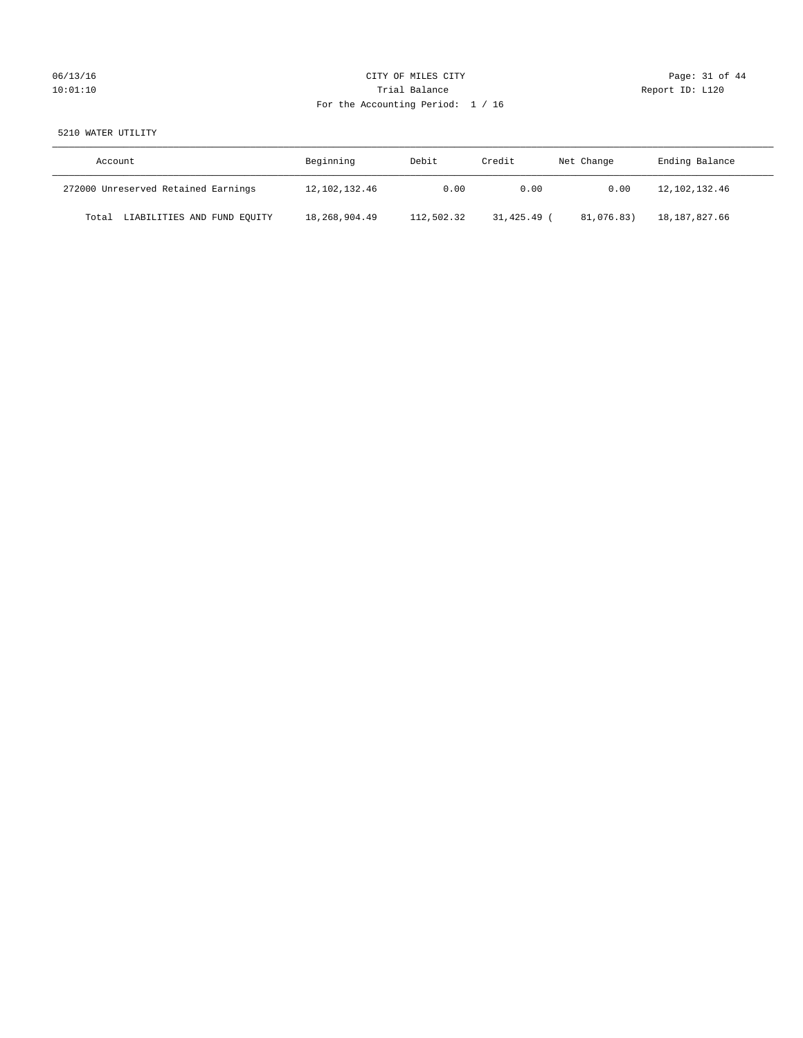CITY OF MILES CITY

Trial Balance

For the Accounting Period: 1 / 16

5210 WATER UTILITY

| Account | Beginning | Debit | Credit | Net Change | Ending Balance |
|---|---|---|---|---|---|
| 272000 Unreserved Retained Earnings | 12,102,132.46 | 0.00 | 0.00 | 0.00 | 12,102,132.46 |
| Total LIABILITIES AND FUND EQUITY | 18,268,904.49 | 112,502.32 | 31,425.49 | ( 81,076.83) | 18,187,827.66 |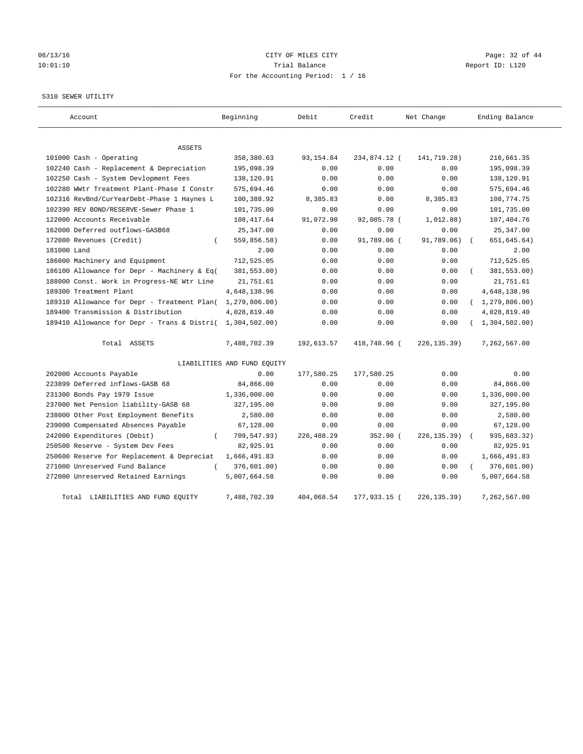CITY OF MILES CITY
Trial Balance
For the Accounting Period: 1 / 16

06/13/16
10:01:10

Report ID: L120

5310 SEWER UTILITY

| Account | Beginning | Debit | Credit | Net Change | Ending Balance |
|---|---|---|---|---|---|
| ASSETS | | | | | |
| 101000 Cash - Operating | 358,380.63 | 93,154.84 | 234,874.12 | ( 141,719.28) | 216,661.35 |
| 102240 Cash - Replacement & Depreciation | 195,098.39 | 0.00 | 0.00 | 0.00 | 195,098.39 |
| 102250 Cash - System Devlopment Fees | 138,120.91 | 0.00 | 0.00 | 0.00 | 138,120.91 |
| 102280 WWtr Treatment Plant-Phase I Constr | 575,694.46 | 0.00 | 0.00 | 0.00 | 575,694.46 |
| 102316 RevBnd/CurYearDebt-Phase 1 Haynes L | 100,388.92 | 8,385.83 | 0.00 | 8,385.83 | 108,774.75 |
| 102390 REV BOND/RESERVE-Sewer Phase 1 | 101,735.00 | 0.00 | 0.00 | 0.00 | 101,735.00 |
| 122000 Accounts Receivable | 108,417.64 | 91,072.90 | 92,085.78 | ( 1,012.88) | 107,404.76 |
| 162000 Deferred outflows-GASB68 | 25,347.00 | 0.00 | 0.00 | 0.00 | 25,347.00 |
| 172000 Revenues (Credit) | ( 559,856.58) | 0.00 | 91,789.06 | ( 91,789.06) | ( 651,645.64) |
| 181000 Land | 2.00 | 0.00 | 0.00 | 0.00 | 2.00 |
| 186000 Machinery and Equipment | 712,525.05 | 0.00 | 0.00 | 0.00 | 712,525.05 |
| 186100 Allowance for Depr - Machinery & Eq | ( 381,553.00) | 0.00 | 0.00 | 0.00 | ( 381,553.00) |
| 188000 Const. Work in Progress-NE Wtr Line | 21,751.61 | 0.00 | 0.00 | 0.00 | 21,751.61 |
| 189300 Treatment Plant | 4,648,138.96 | 0.00 | 0.00 | 0.00 | 4,648,138.96 |
| 189310 Allowance for Depr - Treatment Plan | ( 1,279,806.00) | 0.00 | 0.00 | 0.00 | ( 1,279,806.00) |
| 189400 Transmission & Distribution | 4,028,819.40 | 0.00 | 0.00 | 0.00 | 4,028,819.40 |
| 189410 Allowance for Depr - Trans & Distri | ( 1,304,502.00) | 0.00 | 0.00 | 0.00 | ( 1,304,502.00) |
| Total ASSETS | 7,488,702.39 | 192,613.57 | 418,748.96 | ( 226,135.39) | 7,262,567.00 |
| LIABILITIES AND FUND EQUITY | | | | | |
| 202000 Accounts Payable | 0.00 | 177,580.25 | 177,580.25 | 0.00 | 0.00 |
| 223899 Deferred inflows-GASB 68 | 84,866.00 | 0.00 | 0.00 | 0.00 | 84,866.00 |
| 231300 Bonds Pay 1979 Issue | 1,336,000.00 | 0.00 | 0.00 | 0.00 | 1,336,000.00 |
| 237000 Net Pension liability-GASB 68 | 327,195.00 | 0.00 | 0.00 | 0.00 | 327,195.00 |
| 238000 Other Post Employment Benefits | 2,580.00 | 0.00 | 0.00 | 0.00 | 2,580.00 |
| 239000 Compensated Absences Payable | 67,128.00 | 0.00 | 0.00 | 0.00 | 67,128.00 |
| 242000 Expenditures (Debit) | ( 709,547.93) | 226,488.29 | 352.90 | ( 226,135.39) | ( 935,683.32) |
| 250500 Reserve - System Dev Fees | 82,925.91 | 0.00 | 0.00 | 0.00 | 82,925.91 |
| 250600 Reserve for Replacement & Depreciat | 1,666,491.83 | 0.00 | 0.00 | 0.00 | 1,666,491.83 |
| 271000 Unreserved Fund Balance | ( 376,601.00) | 0.00 | 0.00 | 0.00 | ( 376,601.00) |
| 272000 Unreserved Retained Earnings | 5,007,664.58 | 0.00 | 0.00 | 0.00 | 5,007,664.58 |
| Total LIABILITIES AND FUND EQUITY | 7,488,702.39 | 404,068.54 | 177,933.15 | ( 226,135.39) | 7,262,567.00 |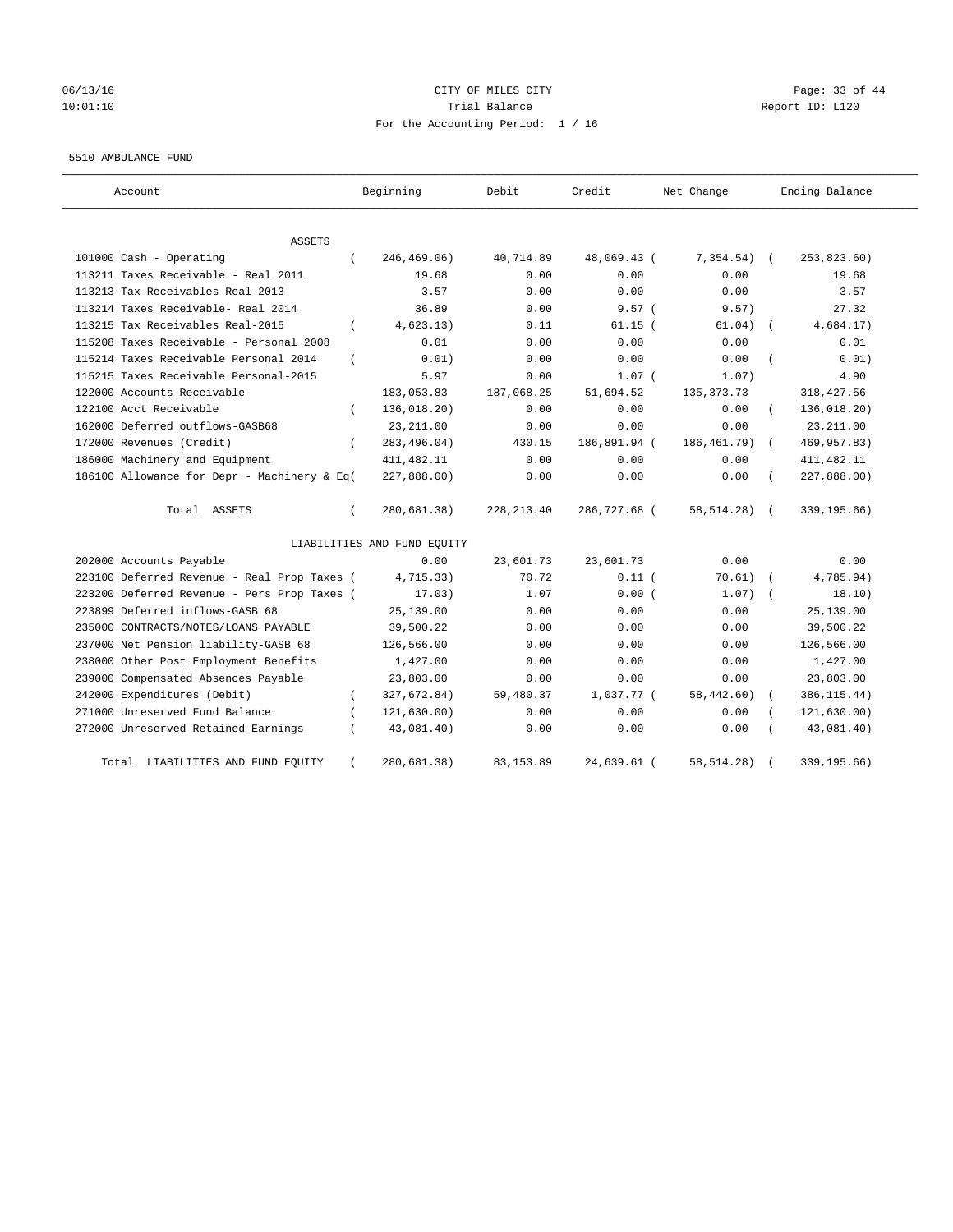CITY OF MILES CITY
Trial Balance
For the Accounting Period: 1 / 16

06/13/16
10:01:10

Report ID: L120

5510 AMBULANCE FUND

| Account | Beginning | Debit | Credit | Net Change | Ending Balance |
|---|---|---|---|---|---|
| **ASSETS** | | | | | |
| 101000 Cash - Operating | ( 246,469.06) | 40,714.89 | 48,069.43 | ( 7,354.54) | ( 253,823.60) |
| 113211 Taxes Receivable - Real 2011 | 19.68 | 0.00 | 0.00 | 0.00 | 19.68 |
| 113213 Tax Receivables Real-2013 | 3.57 | 0.00 | 0.00 | 0.00 | 3.57 |
| 113214 Taxes Receivable- Real 2014 | 36.89 | 0.00 | 9.57 | ( 9.57) | 27.32 |
| 113215 Tax Receivables Real-2015 | ( 4,623.13) | 0.11 | 61.15 | ( 61.04) | ( 4,684.17) |
| 115208 Taxes Receivable - Personal 2008 | 0.01 | 0.00 | 0.00 | 0.00 | 0.01 |
| 115214 Taxes Receivable Personal 2014 | ( 0.01) | 0.00 | 0.00 | 0.00 | ( 0.01) |
| 115215 Taxes Receivable Personal-2015 | 5.97 | 0.00 | 1.07 | ( 1.07) | 4.90 |
| 122000 Accounts Receivable | 183,053.83 | 187,068.25 | 51,694.52 | 135,373.73 | 318,427.56 |
| 122100 Acct Receivable | ( 136,018.20) | 0.00 | 0.00 | 0.00 | ( 136,018.20) |
| 162000 Deferred outflows-GASB68 | 23,211.00 | 0.00 | 0.00 | 0.00 | 23,211.00 |
| 172000 Revenues (Credit) | ( 283,496.04) | 430.15 | 186,891.94 | ( 186,461.79) | ( 469,957.83) |
| 186000 Machinery and Equipment | 411,482.11 | 0.00 | 0.00 | 0.00 | 411,482.11 |
| 186100 Allowance for Depr - Machinery & Eq | ( 227,888.00) | 0.00 | 0.00 | 0.00 | ( 227,888.00) |
| Total ASSETS | ( 280,681.38) | 228,213.40 | 286,727.68 | ( 58,514.28) | ( 339,195.66) |
| **LIABILITIES AND FUND EQUITY** | | | | | |
| 202000 Accounts Payable | 0.00 | 23,601.73 | 23,601.73 | 0.00 | 0.00 |
| 223100 Deferred Revenue - Real Prop Taxes | ( 4,715.33) | 70.72 | 0.11 | ( 70.61) | ( 4,785.94) |
| 223200 Deferred Revenue - Pers Prop Taxes | ( 17.03) | 1.07 | 0.00 | ( 1.07) | ( 18.10) |
| 223899 Deferred inflows-GASB 68 | 25,139.00 | 0.00 | 0.00 | 0.00 | 25,139.00 |
| 235000 CONTRACTS/NOTES/LOANS PAYABLE | 39,500.22 | 0.00 | 0.00 | 0.00 | 39,500.22 |
| 237000 Net Pension liability-GASB 68 | 126,566.00 | 0.00 | 0.00 | 0.00 | 126,566.00 |
| 238000 Other Post Employment Benefits | 1,427.00 | 0.00 | 0.00 | 0.00 | 1,427.00 |
| 239000 Compensated Absences Payable | 23,803.00 | 0.00 | 0.00 | 0.00 | 23,803.00 |
| 242000 Expenditures (Debit) | ( 327,672.84) | 59,480.37 | 1,037.77 | ( 58,442.60) | ( 386,115.44) |
| 271000 Unreserved Fund Balance | ( 121,630.00) | 0.00 | 0.00 | 0.00 | ( 121,630.00) |
| 272000 Unreserved Retained Earnings | ( 43,081.40) | 0.00 | 0.00 | 0.00 | ( 43,081.40) |
| Total LIABILITIES AND FUND EQUITY | ( 280,681.38) | 83,153.89 | 24,639.61 | ( 58,514.28) | ( 339,195.66) |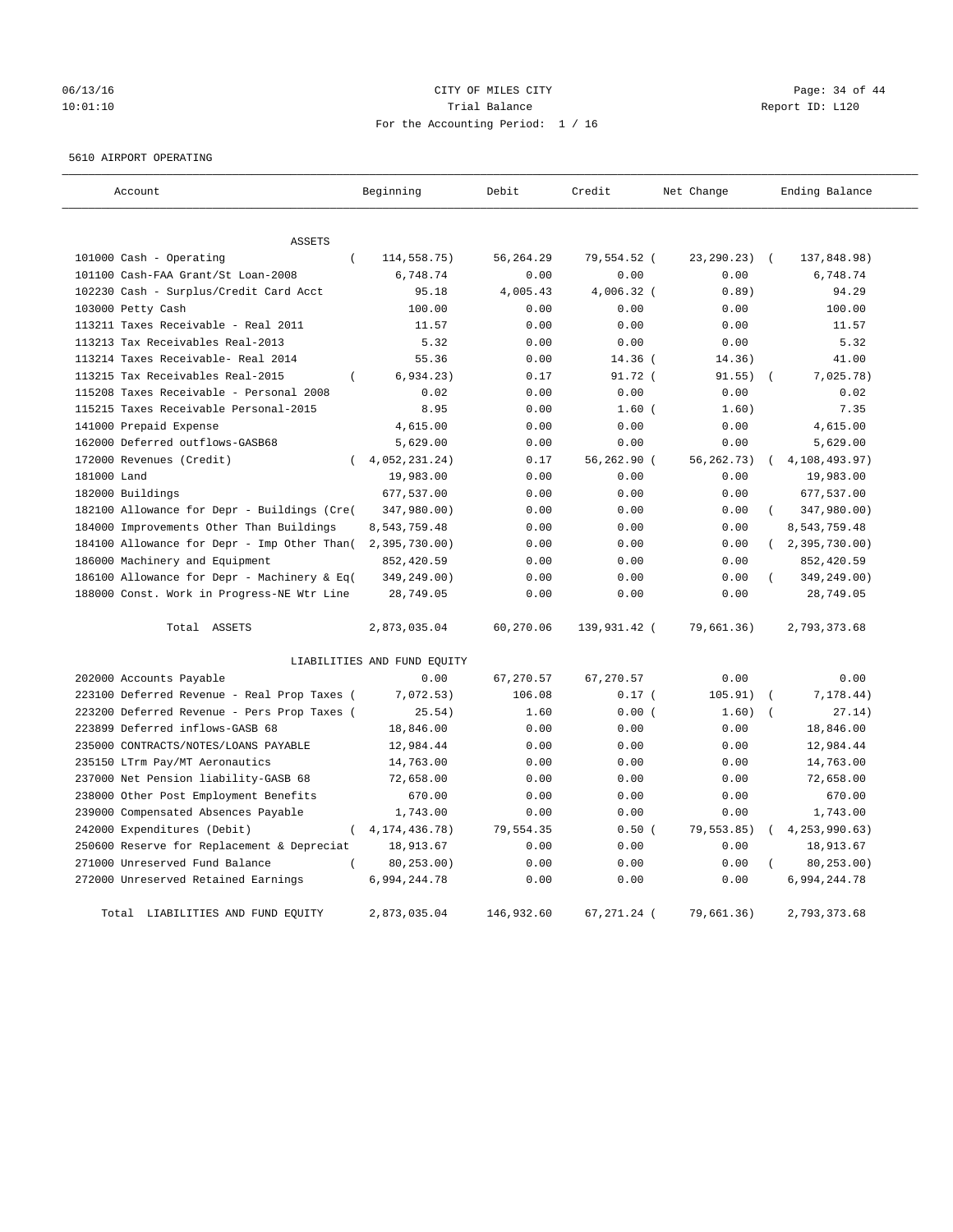CITY OF MILES CITY
Trial Balance
For the Accounting Period: 1 / 16

06/13/16
10:01:10

Report ID: L120

5610 AIRPORT OPERATING

| Account | Beginning | Debit | Credit | Net Change | Ending Balance |
|---|---|---|---|---|---|
| ASSETS | | | | | |
| 101000 Cash - Operating | ( 114,558.75) | 56,264.29 | 79,554.52 | ( 23,290.23) | ( 137,848.98) |
| 101100 Cash-FAA Grant/St Loan-2008 | 6,748.74 | 0.00 | 0.00 | 0.00 | 6,748.74 |
| 102230 Cash - Surplus/Credit Card Acct | 95.18 | 4,005.43 | 4,006.32 | ( 0.89) | 94.29 |
| 103000 Petty Cash | 100.00 | 0.00 | 0.00 | 0.00 | 100.00 |
| 113211 Taxes Receivable - Real 2011 | 11.57 | 0.00 | 0.00 | 0.00 | 11.57 |
| 113213 Tax Receivables Real-2013 | 5.32 | 0.00 | 0.00 | 0.00 | 5.32 |
| 113214 Taxes Receivable- Real 2014 | 55.36 | 0.00 | 14.36 | ( 14.36) | 41.00 |
| 113215 Tax Receivables Real-2015 | ( 6,934.23) | 0.17 | 91.72 | ( 91.55) | ( 7,025.78) |
| 115208 Taxes Receivable - Personal 2008 | 0.02 | 0.00 | 0.00 | 0.00 | 0.02 |
| 115215 Taxes Receivable Personal-2015 | 8.95 | 0.00 | 1.60 | ( 1.60) | 7.35 |
| 141000 Prepaid Expense | 4,615.00 | 0.00 | 0.00 | 0.00 | 4,615.00 |
| 162000 Deferred outflows-GASB68 | 5,629.00 | 0.00 | 0.00 | 0.00 | 5,629.00 |
| 172000 Revenues (Credit) | ( 4,052,231.24) | 0.17 | 56,262.90 | ( 56,262.73) | ( 4,108,493.97) |
| 181000 Land | 19,983.00 | 0.00 | 0.00 | 0.00 | 19,983.00 |
| 182000 Buildings | 677,537.00 | 0.00 | 0.00 | 0.00 | 677,537.00 |
| 182100 Allowance for Depr - Buildings (Cre( | 347,980.00) | 0.00 | 0.00 | 0.00 | ( 347,980.00) |
| 184000 Improvements Other Than Buildings | 8,543,759.48 | 0.00 | 0.00 | 0.00 | 8,543,759.48 |
| 184100 Allowance for Depr - Imp Other Than( | 2,395,730.00) | 0.00 | 0.00 | 0.00 | ( 2,395,730.00) |
| 186000 Machinery and Equipment | 852,420.59 | 0.00 | 0.00 | 0.00 | 852,420.59 |
| 186100 Allowance for Depr - Machinery & Eq( | 349,249.00) | 0.00 | 0.00 | 0.00 | ( 349,249.00) |
| 188000 Const. Work in Progress-NE Wtr Line | 28,749.05 | 0.00 | 0.00 | 0.00 | 28,749.05 |
| Total ASSETS | 2,873,035.04 | 60,270.06 | 139,931.42 | ( 79,661.36) | 2,793,373.68 |
| LIABILITIES AND FUND EQUITY | | | | | |
| 202000 Accounts Payable | 0.00 | 67,270.57 | 67,270.57 | 0.00 | 0.00 |
| 223100 Deferred Revenue - Real Prop Taxes ( | 7,072.53) | 106.08 | 0.17 | ( 105.91) | ( 7,178.44) |
| 223200 Deferred Revenue - Pers Prop Taxes ( | 25.54) | 1.60 | 0.00 | ( 1.60) | ( 27.14) |
| 223899 Deferred inflows-GASB 68 | 18,846.00 | 0.00 | 0.00 | 0.00 | 18,846.00 |
| 235000 CONTRACTS/NOTES/LOANS PAYABLE | 12,984.44 | 0.00 | 0.00 | 0.00 | 12,984.44 |
| 235150 LTrm Pay/MT Aeronautics | 14,763.00 | 0.00 | 0.00 | 0.00 | 14,763.00 |
| 237000 Net Pension liability-GASB 68 | 72,658.00 | 0.00 | 0.00 | 0.00 | 72,658.00 |
| 238000 Other Post Employment Benefits | 670.00 | 0.00 | 0.00 | 0.00 | 670.00 |
| 239000 Compensated Absences Payable | 1,743.00 | 0.00 | 0.00 | 0.00 | 1,743.00 |
| 242000 Expenditures (Debit) | ( 4,174,436.78) | 79,554.35 | 0.50 | ( 79,553.85) | ( 4,253,990.63) |
| 250600 Reserve for Replacement & Depreciat | 18,913.67 | 0.00 | 0.00 | 0.00 | 18,913.67 |
| 271000 Unreserved Fund Balance | ( 80,253.00) | 0.00 | 0.00 | 0.00 | ( 80,253.00) |
| 272000 Unreserved Retained Earnings | 6,994,244.78 | 0.00 | 0.00 | 0.00 | 6,994,244.78 |
| Total LIABILITIES AND FUND EQUITY | 2,873,035.04 | 146,932.60 | 67,271.24 | ( 79,661.36) | 2,793,373.68 |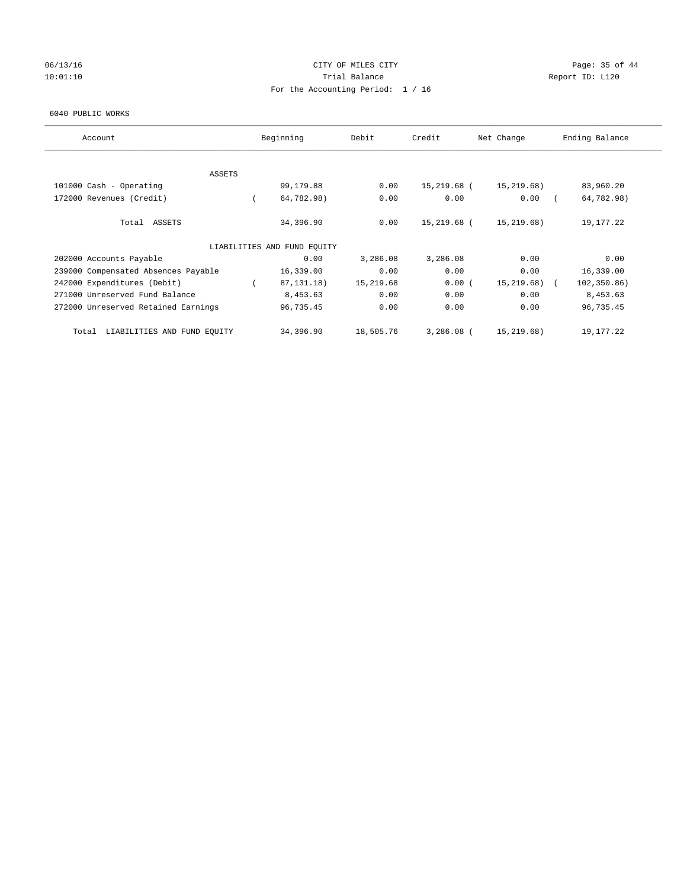CITY OF MILES CITY

Trial Balance

For the Accounting Period: 1 / 16

06/13/16 10:01:10 Report ID: L120

6040 PUBLIC WORKS

| Account | Beginning | Debit | Credit | Net Change | Ending Balance |
|---|---|---|---|---|---|
| ASSETS | | | | | |
| 101000 Cash - Operating | 99,179.88 | 0.00 | 15,219.68 | ( 15,219.68) | 83,960.20 |
| 172000 Revenues (Credit) | ( 64,782.98) | 0.00 | 0.00 | 0.00 | ( 64,782.98) |
| Total ASSETS | 34,396.90 | 0.00 | 15,219.68 | ( 15,219.68) | 19,177.22 |
| LIABILITIES AND FUND EQUITY | | | | | |
| 202000 Accounts Payable | 0.00 | 3,286.08 | 3,286.08 | 0.00 | 0.00 |
| 239000 Compensated Absences Payable | 16,339.00 | 0.00 | 0.00 | 0.00 | 16,339.00 |
| 242000 Expenditures (Debit) | ( 87,131.18) | 15,219.68 | 0.00 | ( 15,219.68) | ( 102,350.86) |
| 271000 Unreserved Fund Balance | 8,453.63 | 0.00 | 0.00 | 0.00 | 8,453.63 |
| 272000 Unreserved Retained Earnings | 96,735.45 | 0.00 | 0.00 | 0.00 | 96,735.45 |
| Total LIABILITIES AND FUND EQUITY | 34,396.90 | 18,505.76 | 3,286.08 | ( 15,219.68) | 19,177.22 |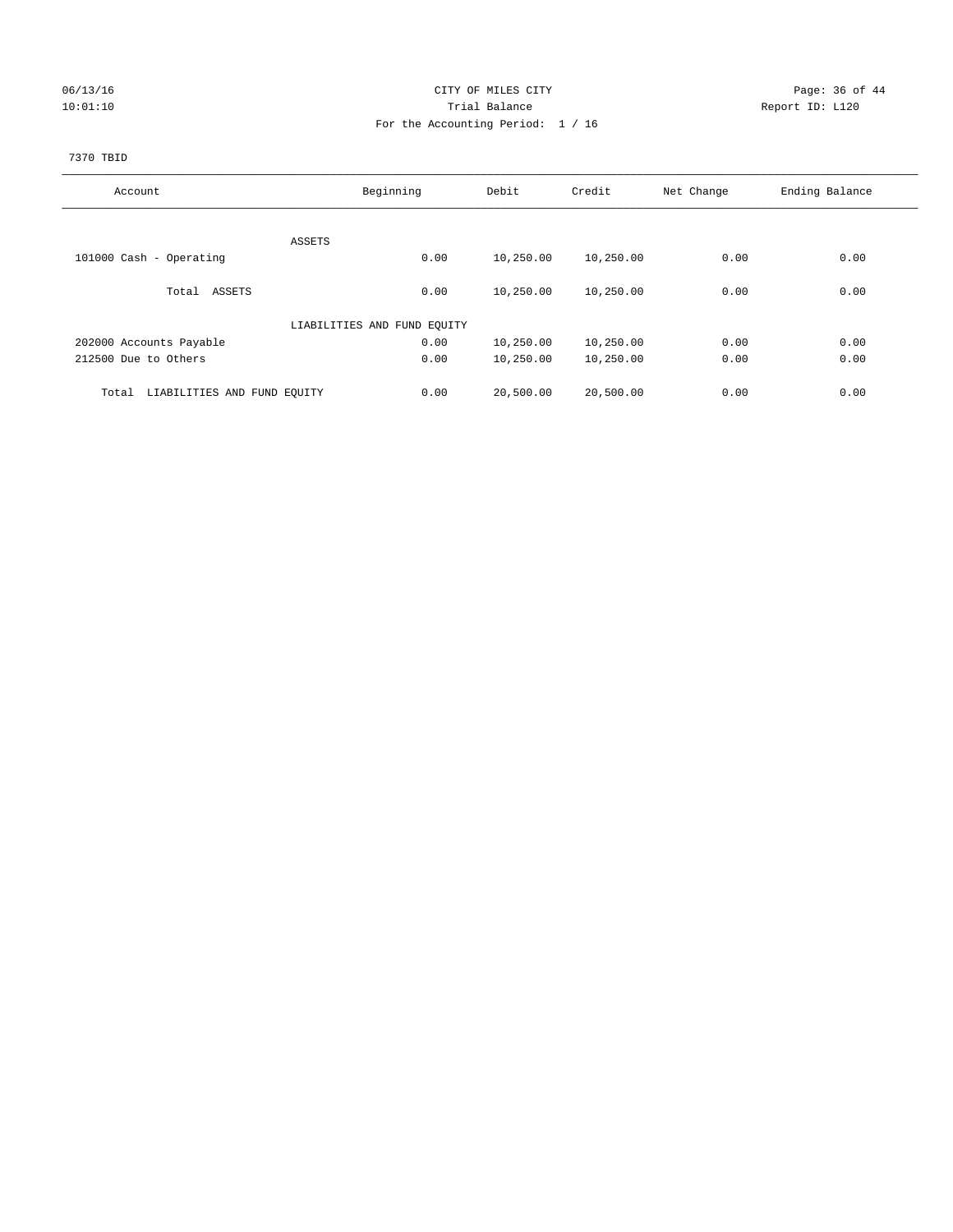CITY OF MILES CITY

Trial Balance

For the Accounting Period: 1 / 16

06/13/16 10:01:10

Report ID: L120

7370 TBID

| Account | Beginning | Debit | Credit | Net Change | Ending Balance |
|---|---|---|---|---|---|
| ASSETS | | | | | |
| 101000 Cash - Operating | 0.00 | 10,250.00 | 10,250.00 | 0.00 | 0.00 |
| Total ASSETS | 0.00 | 10,250.00 | 10,250.00 | 0.00 | 0.00 |
| LIABILITIES AND FUND EQUITY | | | | | |
| 202000 Accounts Payable | 0.00 | 10,250.00 | 10,250.00 | 0.00 | 0.00 |
| 212500 Due to Others | 0.00 | 10,250.00 | 10,250.00 | 0.00 | 0.00 |
| Total LIABILITIES AND FUND EQUITY | 0.00 | 20,500.00 | 20,500.00 | 0.00 | 0.00 |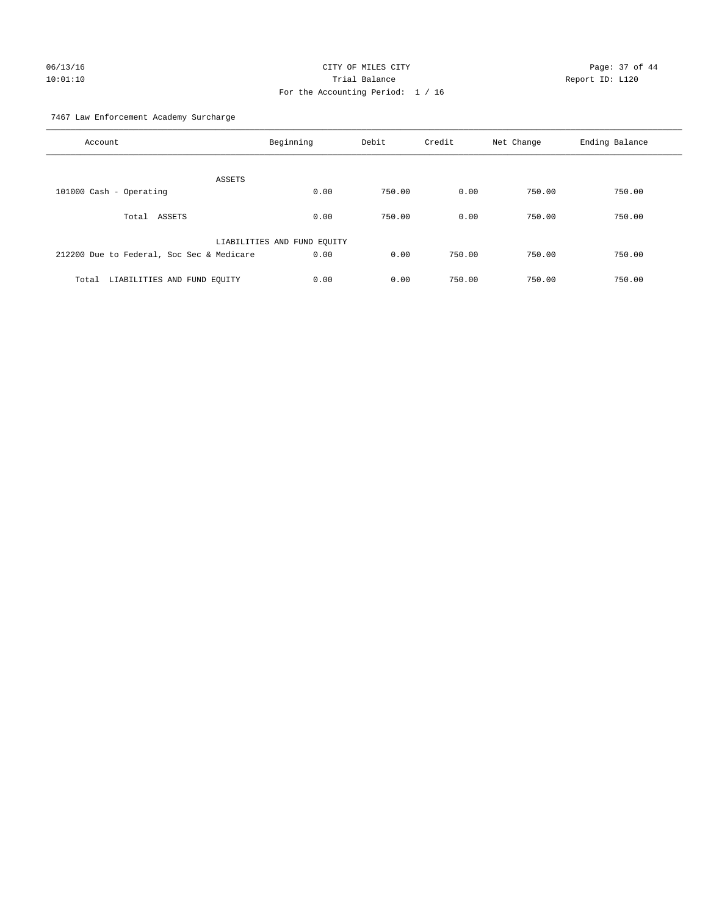CITY OF MILES CITY
Trial Balance
For the Accounting Period: 1 / 16

06/13/16 10:01:10 Report ID: L120

7467 Law Enforcement Academy Surcharge

| Account | Beginning | Debit | Credit | Net Change | Ending Balance |
|---|---|---|---|---|---|
| ASSETS | | | | | |
| 101000 Cash - Operating | 0.00 | 750.00 | 0.00 | 750.00 | 750.00 |
| Total ASSETS | 0.00 | 750.00 | 0.00 | 750.00 | 750.00 |
| LIABILITIES AND FUND EQUITY | | | | | |
| 212200 Due to Federal, Soc Sec & Medicare | 0.00 | 0.00 | 750.00 | 750.00 | 750.00 |
| Total LIABILITIES AND FUND EQUITY | 0.00 | 0.00 | 750.00 | 750.00 | 750.00 |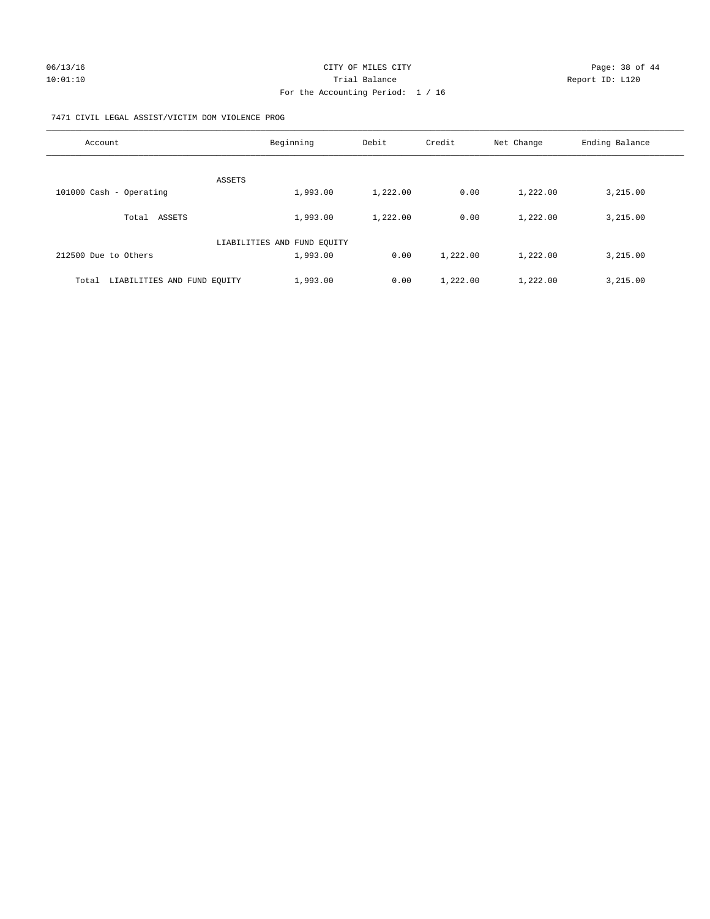CITY OF MILES CITY
Trial Balance
For the Accounting Period: 1 / 16

06/13/16
10:01:10

Report ID: L120

7471 CIVIL LEGAL ASSIST/VICTIM DOM VIOLENCE PROG

| Account | Beginning | Debit | Credit | Net Change | Ending Balance |
|---|---|---|---|---|---|
| ASSETS | | | | | |
| 101000 Cash - Operating | 1,993.00 | 1,222.00 | 0.00 | 1,222.00 | 3,215.00 |
| Total ASSETS | 1,993.00 | 1,222.00 | 0.00 | 1,222.00 | 3,215.00 |
| LIABILITIES AND FUND EQUITY | | | | | |
| 212500 Due to Others | 1,993.00 | 0.00 | 1,222.00 | 1,222.00 | 3,215.00 |
| Total LIABILITIES AND FUND EQUITY | 1,993.00 | 0.00 | 1,222.00 | 1,222.00 | 3,215.00 |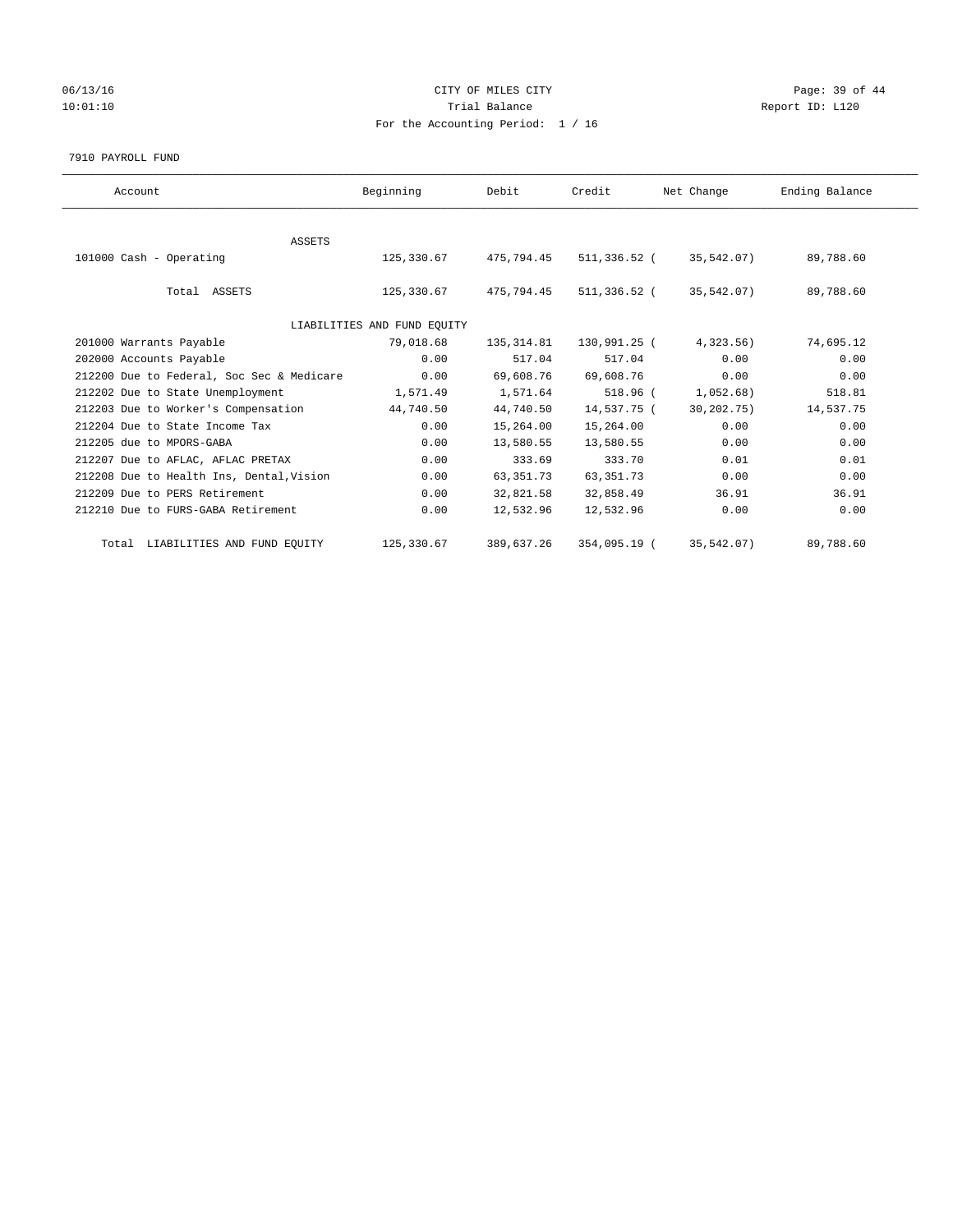CITY OF MILES CITY

Trial Balance

For the Accounting Period: 1 / 16

06/13/16 10:01:10 Report ID: L120

7910 PAYROLL FUND

| Account | Beginning | Debit | Credit | Net Change | Ending Balance |
|---|---|---|---|---|---|
| ASSETS | | | | | |
| 101000 Cash - Operating | 125,330.67 | 475,794.45 | 511,336.52 | ( 35,542.07) | 89,788.60 |
| Total ASSETS | 125,330.67 | 475,794.45 | 511,336.52 | ( 35,542.07) | 89,788.60 |
| LIABILITIES AND FUND EQUITY | | | | | |
| 201000 Warrants Payable | 79,018.68 | 135,314.81 | 130,991.25 | ( 4,323.56) | 74,695.12 |
| 202000 Accounts Payable | 0.00 | 517.04 | 517.04 | 0.00 | 0.00 |
| 212200 Due to Federal, Soc Sec & Medicare | 0.00 | 69,608.76 | 69,608.76 | 0.00 | 0.00 |
| 212202 Due to State Unemployment | 1,571.49 | 1,571.64 | 518.96 | ( 1,052.68) | 518.81 |
| 212203 Due to Worker's Compensation | 44,740.50 | 44,740.50 | 14,537.75 | ( 30,202.75) | 14,537.75 |
| 212204 Due to State Income Tax | 0.00 | 15,264.00 | 15,264.00 | 0.00 | 0.00 |
| 212205 due to MPORS-GABA | 0.00 | 13,580.55 | 13,580.55 | 0.00 | 0.00 |
| 212207 Due to AFLAC, AFLAC PRETAX | 0.00 | 333.69 | 333.70 | 0.01 | 0.01 |
| 212208 Due to Health Ins, Dental,Vision | 0.00 | 63,351.73 | 63,351.73 | 0.00 | 0.00 |
| 212209 Due to PERS Retirement | 0.00 | 32,821.58 | 32,858.49 | 36.91 | 36.91 |
| 212210 Due to FURS-GABA Retirement | 0.00 | 12,532.96 | 12,532.96 | 0.00 | 0.00 |
| Total LIABILITIES AND FUND EQUITY | 125,330.67 | 389,637.26 | 354,095.19 | ( 35,542.07) | 89,788.60 |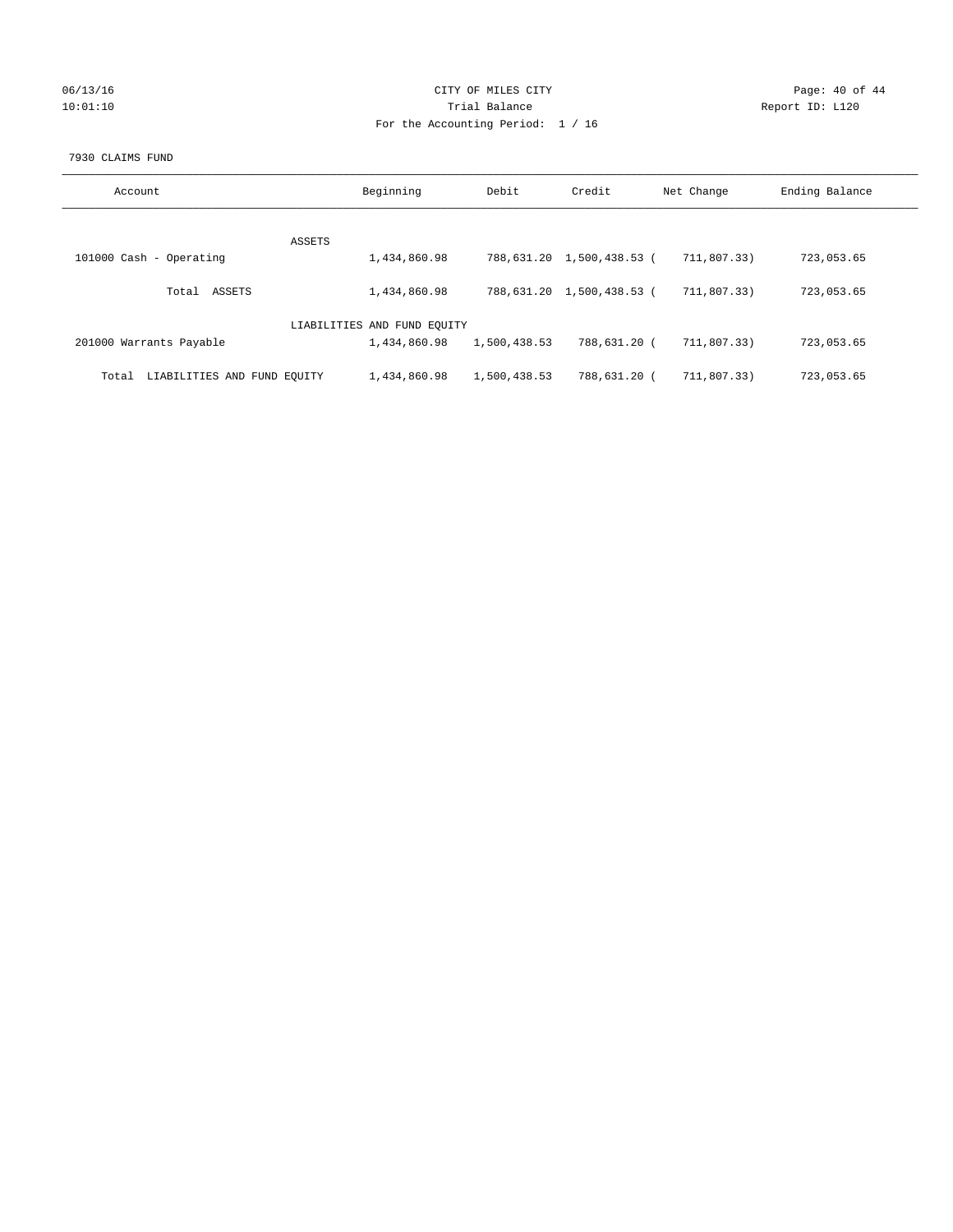CITY OF MILES CITY
Trial Balance
For the Accounting Period: 1 / 16

06/13/16 10:01:10 Report ID: L120

7930 CLAIMS FUND

| Account | Beginning | Debit | Credit | Net Change | Ending Balance |
|---|---|---|---|---|---|
| ASSETS | | | | | |
| 101000 Cash - Operating | 1,434,860.98 | 788,631.20 | 1,500,438.53 | ( 711,807.33) | 723,053.65 |
| Total ASSETS | 1,434,860.98 | 788,631.20 | 1,500,438.53 | ( 711,807.33) | 723,053.65 |
| LIABILITIES AND FUND EQUITY | | | | | |
| 201000 Warrants Payable | 1,434,860.98 | 1,500,438.53 | 788,631.20 | ( 711,807.33) | 723,053.65 |
| Total LIABILITIES AND FUND EQUITY | 1,434,860.98 | 1,500,438.53 | 788,631.20 | ( 711,807.33) | 723,053.65 |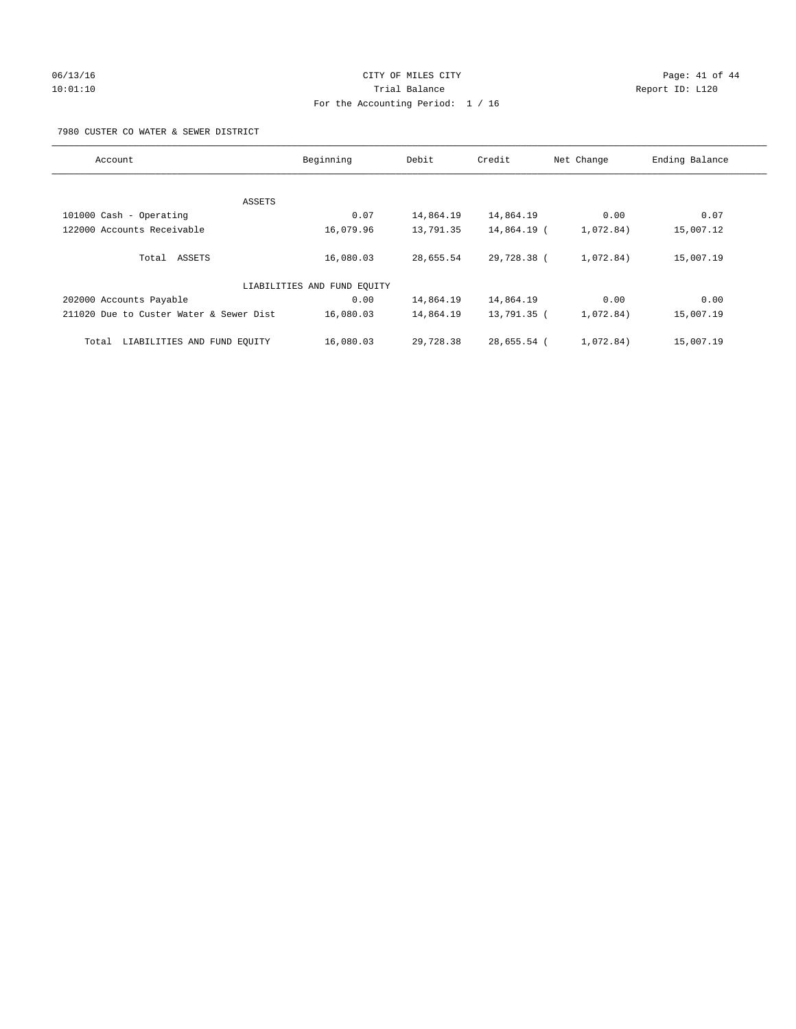CITY OF MILES CITY

Trial Balance

For the Accounting Period: 1 / 16

06/13/16 10:01:10 Report ID: L120

7980 CUSTER CO WATER & SEWER DISTRICT

| Account | Beginning | Debit | Credit | Net Change | Ending Balance |
|---|---|---|---|---|---|
| ASSETS | | | | | |
| 101000 Cash - Operating | 0.07 | 14,864.19 | 14,864.19 | 0.00 | 0.07 |
| 122000 Accounts Receivable | 16,079.96 | 13,791.35 | 14,864.19 | ( 1,072.84) | 15,007.12 |
| Total ASSETS | 16,080.03 | 28,655.54 | 29,728.38 | ( 1,072.84) | 15,007.19 |
| LIABILITIES AND FUND EQUITY | | | | | |
| 202000 Accounts Payable | 0.00 | 14,864.19 | 14,864.19 | 0.00 | 0.00 |
| 211020 Due to Custer Water & Sewer Dist | 16,080.03 | 14,864.19 | 13,791.35 | ( 1,072.84) | 15,007.19 |
| Total LIABILITIES AND FUND EQUITY | 16,080.03 | 29,728.38 | 28,655.54 | ( 1,072.84) | 15,007.19 |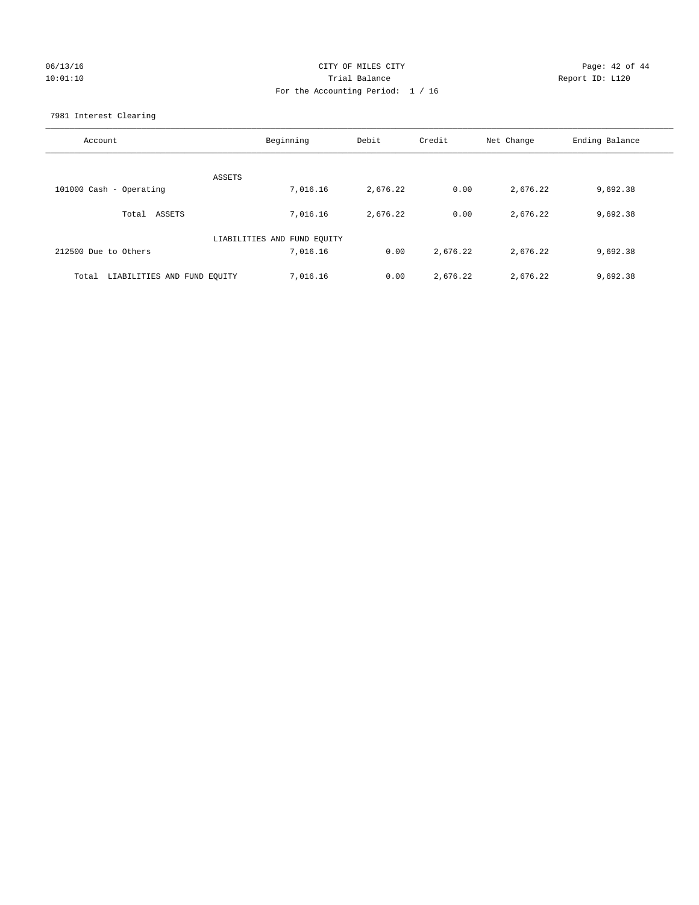CITY OF MILES CITY
Trial Balance
For the Accounting Period: 1 / 16

06/13/16 10:01:10 — Report ID: L120

7981 Interest Clearing

| Account | Beginning | Debit | Credit | Net Change | Ending Balance |
|---|---|---|---|---|---|
| ASSETS | | | | | |
| 101000 Cash - Operating | 7,016.16 | 2,676.22 | 0.00 | 2,676.22 | 9,692.38 |
| Total ASSETS | 7,016.16 | 2,676.22 | 0.00 | 2,676.22 | 9,692.38 |
| LIABILITIES AND FUND EQUITY | | | | | |
| 212500 Due to Others | 7,016.16 | 0.00 | 2,676.22 | 2,676.22 | 9,692.38 |
| Total LIABILITIES AND FUND EQUITY | 7,016.16 | 0.00 | 2,676.22 | 2,676.22 | 9,692.38 |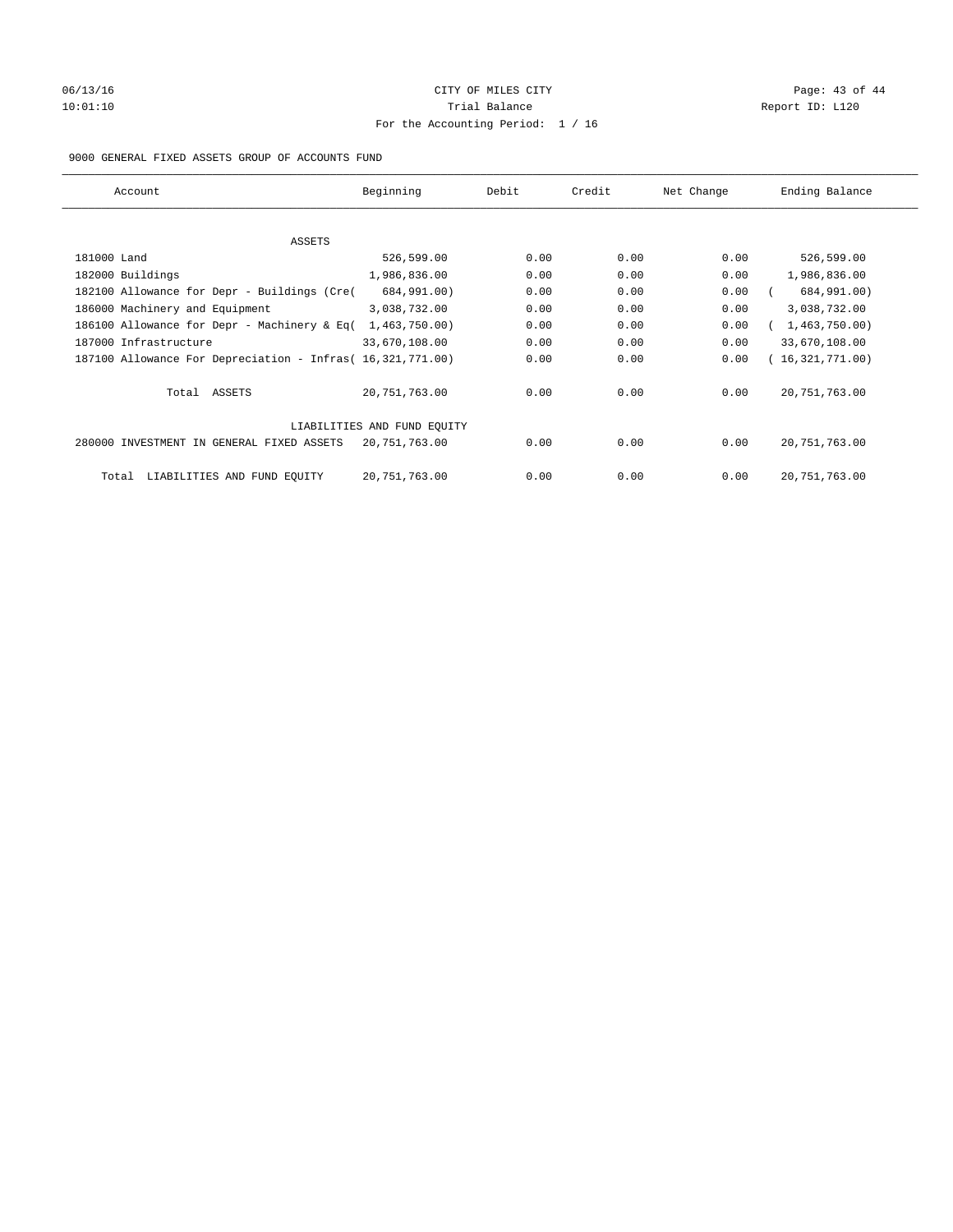CITY OF MILES CITY

Trial Balance

For the Accounting Period: 1 / 16

06/13/16 10:01:10 Report ID: L120

9000 GENERAL FIXED ASSETS GROUP OF ACCOUNTS FUND

| Account | Beginning | Debit | Credit | Net Change | Ending Balance |
|---|---|---|---|---|---|
| ASSETS | | | | | |
| 181000 Land | 526,599.00 | 0.00 | 0.00 | 0.00 | 526,599.00 |
| 182000 Buildings | 1,986,836.00 | 0.00 | 0.00 | 0.00 | 1,986,836.00 |
| 182100 Allowance for Depr - Buildings (Cre( | 684,991.00) | 0.00 | 0.00 | 0.00 | ( 684,991.00) |
| 186000 Machinery and Equipment | 3,038,732.00 | 0.00 | 0.00 | 0.00 | 3,038,732.00 |
| 186100 Allowance for Depr - Machinery & Eq( | 1,463,750.00) | 0.00 | 0.00 | 0.00 | ( 1,463,750.00) |
| 187000 Infrastructure | 33,670,108.00 | 0.00 | 0.00 | 0.00 | 33,670,108.00 |
| 187100 Allowance For Depreciation - Infras( | 16,321,771.00) | 0.00 | 0.00 | 0.00 | ( 16,321,771.00) |
| Total ASSETS | 20,751,763.00 | 0.00 | 0.00 | 0.00 | 20,751,763.00 |
| LIABILITIES AND FUND EQUITY | | | | | |
| 280000 INVESTMENT IN GENERAL FIXED ASSETS | 20,751,763.00 | 0.00 | 0.00 | 0.00 | 20,751,763.00 |
| Total LIABILITIES AND FUND EQUITY | 20,751,763.00 | 0.00 | 0.00 | 0.00 | 20,751,763.00 |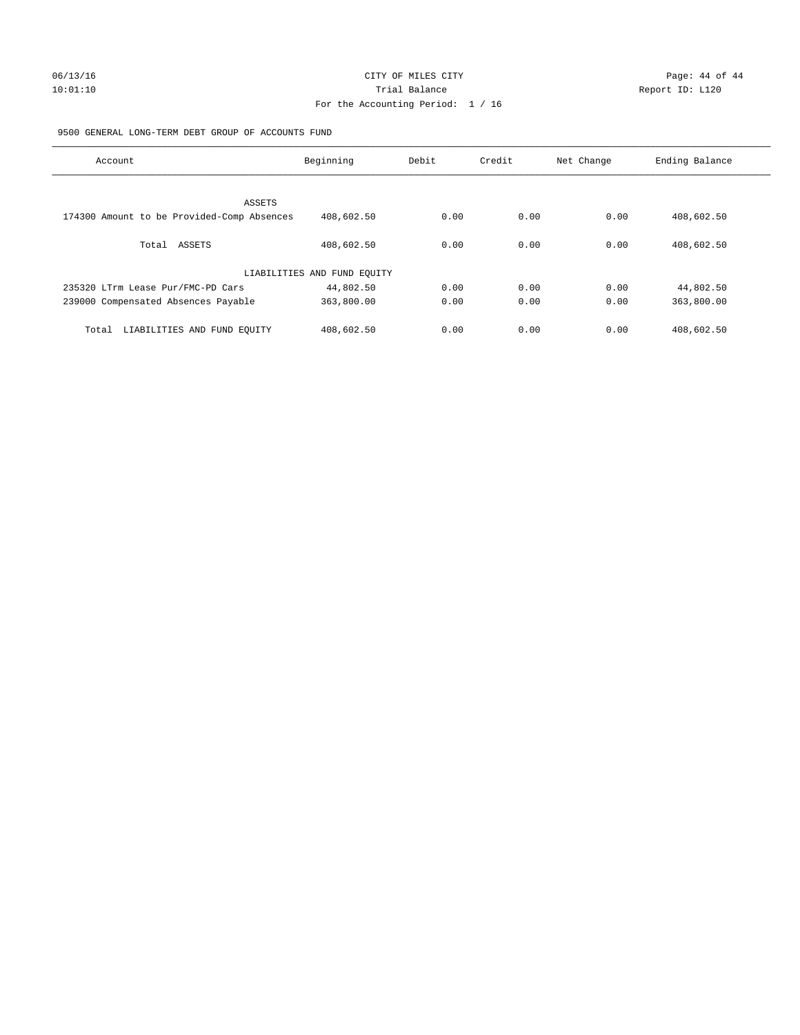CITY OF MILES CITY

Trial Balance

For the Accounting Period: 1 / 16

06/13/16 10:01:10 Report ID: L120

9500 GENERAL LONG-TERM DEBT GROUP OF ACCOUNTS FUND

| Account | Beginning | Debit | Credit | Net Change | Ending Balance |
|---|---|---|---|---|---|
| ASSETS | | | | | |
| 174300 Amount to be Provided-Comp Absences | 408,602.50 | 0.00 | 0.00 | 0.00 | 408,602.50 |
| Total ASSETS | 408,602.50 | 0.00 | 0.00 | 0.00 | 408,602.50 |
| LIABILITIES AND FUND EQUITY | | | | | |
| 235320 LTrm Lease Pur/FMC-PD Cars | 44,802.50 | 0.00 | 0.00 | 0.00 | 44,802.50 |
| 239000 Compensated Absences Payable | 363,800.00 | 0.00 | 0.00 | 0.00 | 363,800.00 |
| Total LIABILITIES AND FUND EQUITY | 408,602.50 | 0.00 | 0.00 | 0.00 | 408,602.50 |